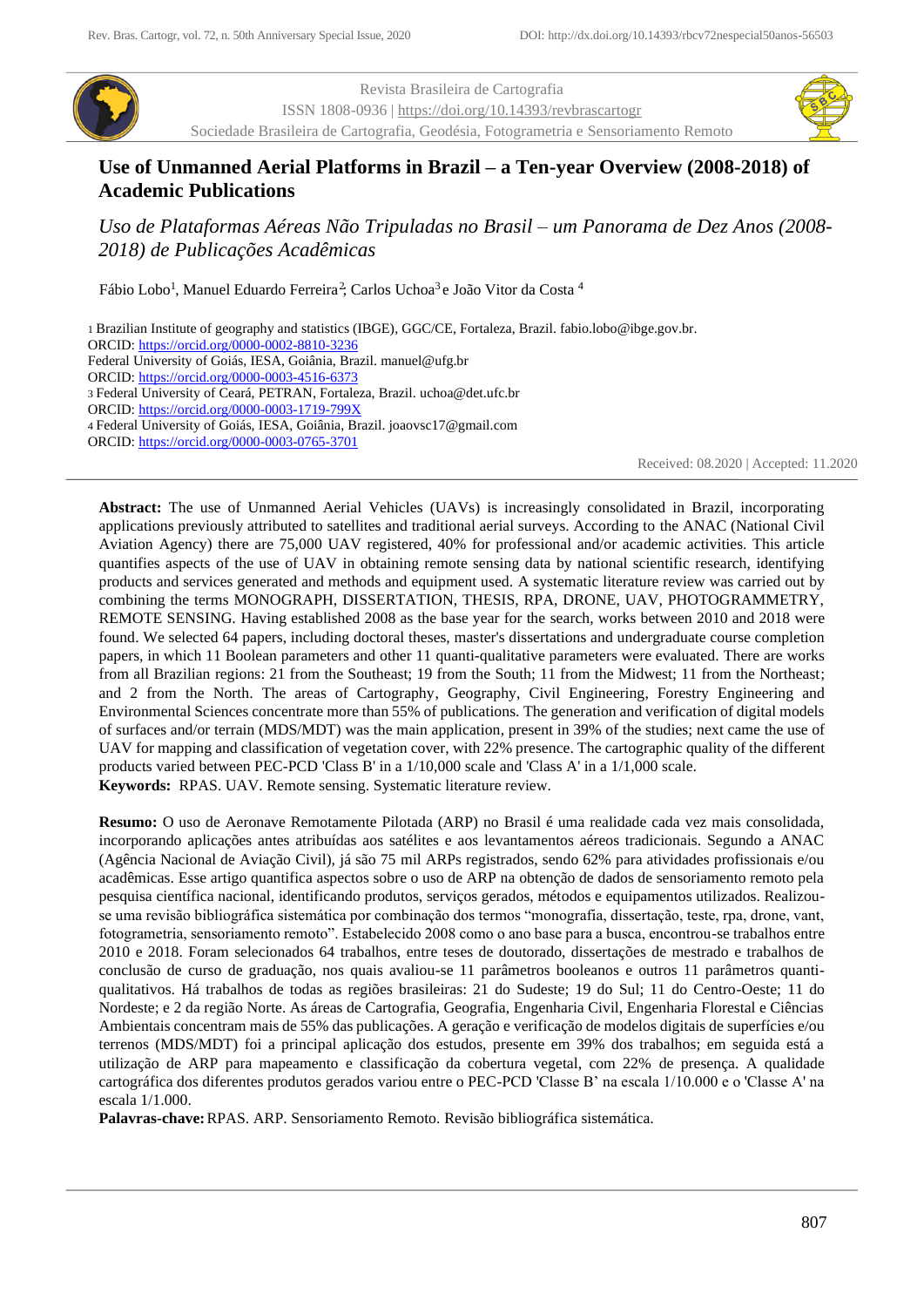Revista Brasileira de Cartografia
ISSN 1808-0936 | https://doi.org/10.14393/revbrascartogr
Sociedade Brasileira de Cartografia, Geodésia, Fotogrametria e Sensoriamento Remoto

# Use of Unmanned Aerial Platforms in Brazil – a Ten-year Overview (2008-2018) of Academic Publications

## *Uso de Plataformas Aéreas Não Tripuladas no Brasil – um Panorama de Dez Anos (2008-2018) de Publicações Acadêmicas*

Fábio Lobo[1], Manuel Eduardo Ferreira[2], Carlos Uchoa[3] e João Vitor da Costa [4]

[1] Brazilian Institute of geography and statistics (IBGE), GGC/CE, Fortaleza, Brazil. fabio.lobo@ibge.gov.br.
ORCID: https://orcid.org/0000-0002-8810-3236
Federal University of Goiás, IESA, Goiânia, Brazil. manuel@ufg.br
ORCID: https://orcid.org/0000-0003-4516-6373
[3] Federal University of Ceará, PETRAN, Fortaleza, Brazil. uchoa@det.ufc.br
ORCID: https://orcid.org/0000-0003-1719-799X
[4] Federal University of Goiás, IESA, Goiânia, Brazil. joaovsc17@gmail.com
ORCID: https://orcid.org/0000-0003-0765-3701

Received: 08.2020 | Accepted: 11.2020

**Abstract:** The use of Unmanned Aerial Vehicles (UAVs) is increasingly consolidated in Brazil, incorporating applications previously attributed to satellites and traditional aerial surveys. According to the ANAC (National Civil Aviation Agency) there are 75,000 UAV registered, 40% for professional and/or academic activities. This article quantifies aspects of the use of UAV in obtaining remote sensing data by national scientific research, identifying products and services generated and methods and equipment used. A systematic literature review was carried out by combining the terms MONOGRAPH, DISSERTATION, THESIS, RPA, DRONE, UAV, PHOTOGRAMMETRY, REMOTE SENSING. Having established 2008 as the base year for the search, works between 2010 and 2018 were found. We selected 64 papers, including doctoral theses, master's dissertations and undergraduate course completion papers, in which 11 Boolean parameters and other 11 quanti-qualitative parameters were evaluated. There are works from all Brazilian regions: 21 from the Southeast; 19 from the South; 11 from the Midwest; 11 from the Northeast; and 2 from the North. The areas of Cartography, Geography, Civil Engineering, Forestry Engineering and Environmental Sciences concentrate more than 55% of publications. The generation and verification of digital models of surfaces and/or terrain (MDS/MDT) was the main application, present in 39% of the studies; next came the use of UAV for mapping and classification of vegetation cover, with 22% presence. The cartographic quality of the different products varied between PEC-PCD 'Class B' in a 1/10,000 scale and 'Class A' in a 1/1,000 scale.
**Keywords:** RPAS. UAV. Remote sensing. Systematic literature review.

**Resumo:** O uso de Aeronave Remotamente Pilotada (ARP) no Brasil é uma realidade cada vez mais consolidada, incorporando aplicações antes atribuídas aos satélites e aos levantamentos aéreos tradicionais. Segundo a ANAC (Agência Nacional de Aviação Civil), já são 75 mil ARPs registrados, sendo 62% para atividades profissionais e/ou acadêmicas. Esse artigo quantifica aspectos sobre o uso de ARP na obtenção de dados de sensoriamento remoto pela pesquisa científica nacional, identificando produtos, serviços gerados, métodos e equipamentos utilizados. Realizou-se uma revisão bibliográfica sistemática por combinação dos termos "monografia, dissertação, teste, rpa, drone, vant, fotogrametria, sensoriamento remoto". Estabelecido 2008 como o ano base para a busca, encontrou-se trabalhos entre 2010 e 2018. Foram selecionados 64 trabalhos, entre teses de doutorado, dissertações de mestrado e trabalhos de conclusão de curso de graduação, nos quais avaliou-se 11 parâmetros booleanos e outros 11 parâmetros quanti-qualitativos. Há trabalhos de todas as regiões brasileiras: 21 do Sudeste; 19 do Sul; 11 do Centro-Oeste; 11 do Nordeste; e 2 da região Norte. As áreas de Cartografia, Geografia, Engenharia Civil, Engenharia Florestal e Ciências Ambientais concentram mais de 55% das publicações. A geração e verificação de modelos digitais de superfícies e/ou terrenos (MDS/MDT) foi a principal aplicação dos estudos, presente em 39% dos trabalhos; em seguida está a utilização de ARP para mapeamento e classificação da cobertura vegetal, com 22% de presença. A qualidade cartográfica dos diferentes produtos gerados variou entre o PEC-PCD 'Classe B' na escala 1/10.000 e o 'Classe A' na escala 1/1.000.
**Palavras-chave:** RPAS. ARP. Sensoriamento Remoto. Revisão bibliográfica sistemática.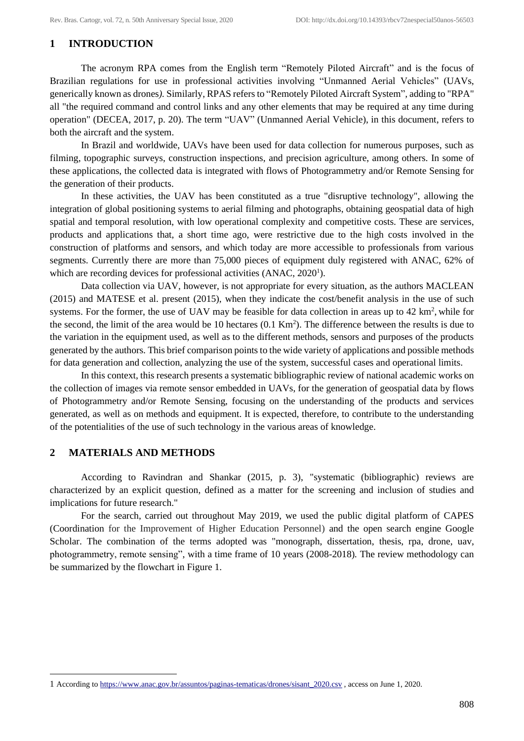## 1 INTRODUCTION

The acronym RPA comes from the English term "Remotely Piloted Aircraft" and is the focus of Brazilian regulations for use in professional activities involving "Unmanned Aerial Vehicles" (UAVs, generically known as drones*)*. Similarly, RPAS refers to "Remotely Piloted Aircraft System", adding to "RPA" all "the required command and control links and any other elements that may be required at any time during operation" (DECEA, 2017, p. 20). The term "UAV" (Unmanned Aerial Vehicle), in this document, refers to both the aircraft and the system.

In Brazil and worldwide, UAVs have been used for data collection for numerous purposes, such as filming, topographic surveys, construction inspections, and precision agriculture, among others. In some of these applications, the collected data is integrated with flows of Photogrammetry and/or Remote Sensing for the generation of their products.

In these activities, the UAV has been constituted as a true "disruptive technology", allowing the integration of global positioning systems to aerial filming and photographs, obtaining geospatial data of high spatial and temporal resolution, with low operational complexity and competitive costs. These are services, products and applications that, a short time ago, were restrictive due to the high costs involved in the construction of platforms and sensors, and which today are more accessible to professionals from various segments. Currently there are more than 75,000 pieces of equipment duly registered with ANAC, 62% of which are recording devices for professional activities (ANAC, 2020[1]).

Data collection via UAV, however, is not appropriate for every situation, as the authors MACLEAN (2015) and MATESE et al. present (2015), when they indicate the cost/benefit analysis in the use of such systems. For the former, the use of UAV may be feasible for data collection in areas up to 42 $km^2$, while for the second, the limit of the area would be 10 hectares (0.1 $Km^2$). The difference between the results is due to the variation in the equipment used, as well as to the different methods, sensors and purposes of the products generated by the authors. This brief comparison points to the wide variety of applications and possible methods for data generation and collection, analyzing the use of the system, successful cases and operational limits.

In this context, this research presents a systematic bibliographic review of national academic works on the collection of images via remote sensor embedded in UAVs, for the generation of geospatial data by flows of Photogrammetry and/or Remote Sensing, focusing on the understanding of the products and services generated, as well as on methods and equipment. It is expected, therefore, to contribute to the understanding of the potentialities of the use of such technology in the various areas of knowledge.

## 2 MATERIALS AND METHODS

According to Ravindran and Shankar (2015, p. 3), "systematic (bibliographic) reviews are characterized by an explicit question, defined as a matter for the screening and inclusion of studies and implications for future research."

For the search, carried out throughout May 2019, we used the public digital platform of CAPES (Coordination for the Improvement of Higher Education Personnel) and the open search engine Google Scholar. The combination of the terms adopted was "monograph, dissertation, thesis, rpa, drone, uav, photogrammetry, remote sensing", with a time frame of 10 years (2008-2018)*.* The review methodology can be summarized by the flowchart in Figure 1.

---

1 According to https://www.anac.gov.br/assuntos/paginas-tematicas/drones/sisant_2020.csv , access on June 1, 2020.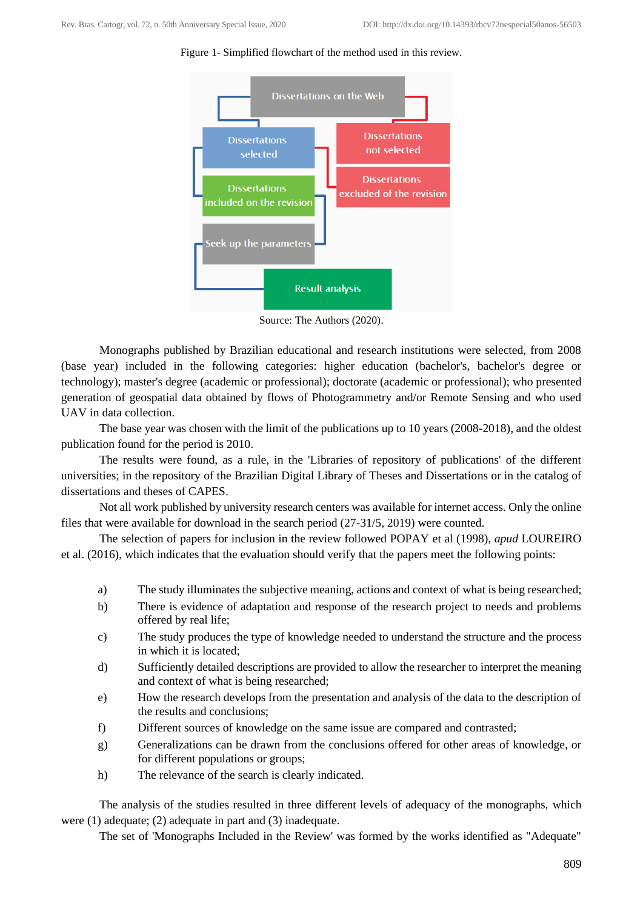Figure 1- Simplified flowchart of the method used in this review.

Source: The Authors (2020).

Monographs published by Brazilian educational and research institutions were selected, from 2008 (base year) included in the following categories: higher education (bachelor's, bachelor's degree or technology); master's degree (academic or professional); doctorate (academic or professional); who presented generation of geospatial data obtained by flows of Photogrammetry and/or Remote Sensing and who used UAV in data collection.

The base year was chosen with the limit of the publications up to 10 years (2008-2018), and the oldest publication found for the period is 2010.

The results were found, as a rule, in the 'Libraries of repository of publications' of the different universities; in the repository of the Brazilian Digital Library of Theses and Dissertations or in the catalog of dissertations and theses of CAPES.

Not all work published by university research centers was available for internet access. Only the online files that were available for download in the search period (27-31/5, 2019) were counted.

The selection of papers for inclusion in the review followed POPAY et al (1998), *apud* LOUREIRO et al. (2016), which indicates that the evaluation should verify that the papers meet the following points:

a) The study illuminates the subjective meaning, actions and context of what is being researched;
b) There is evidence of adaptation and response of the research project to needs and problems offered by real life;
c) The study produces the type of knowledge needed to understand the structure and the process in which it is located;
d) Sufficiently detailed descriptions are provided to allow the researcher to interpret the meaning and context of what is being researched;
e) How the research develops from the presentation and analysis of the data to the description of the results and conclusions;
f) Different sources of knowledge on the same issue are compared and contrasted;
g) Generalizations can be drawn from the conclusions offered for other areas of knowledge, or for different populations or groups;
h) The relevance of the search is clearly indicated.

The analysis of the studies resulted in three different levels of adequacy of the monographs, which were (1) adequate; (2) adequate in part and (3) inadequate.

The set of 'Monographs Included in the Review' was formed by the works identified as "Adequate"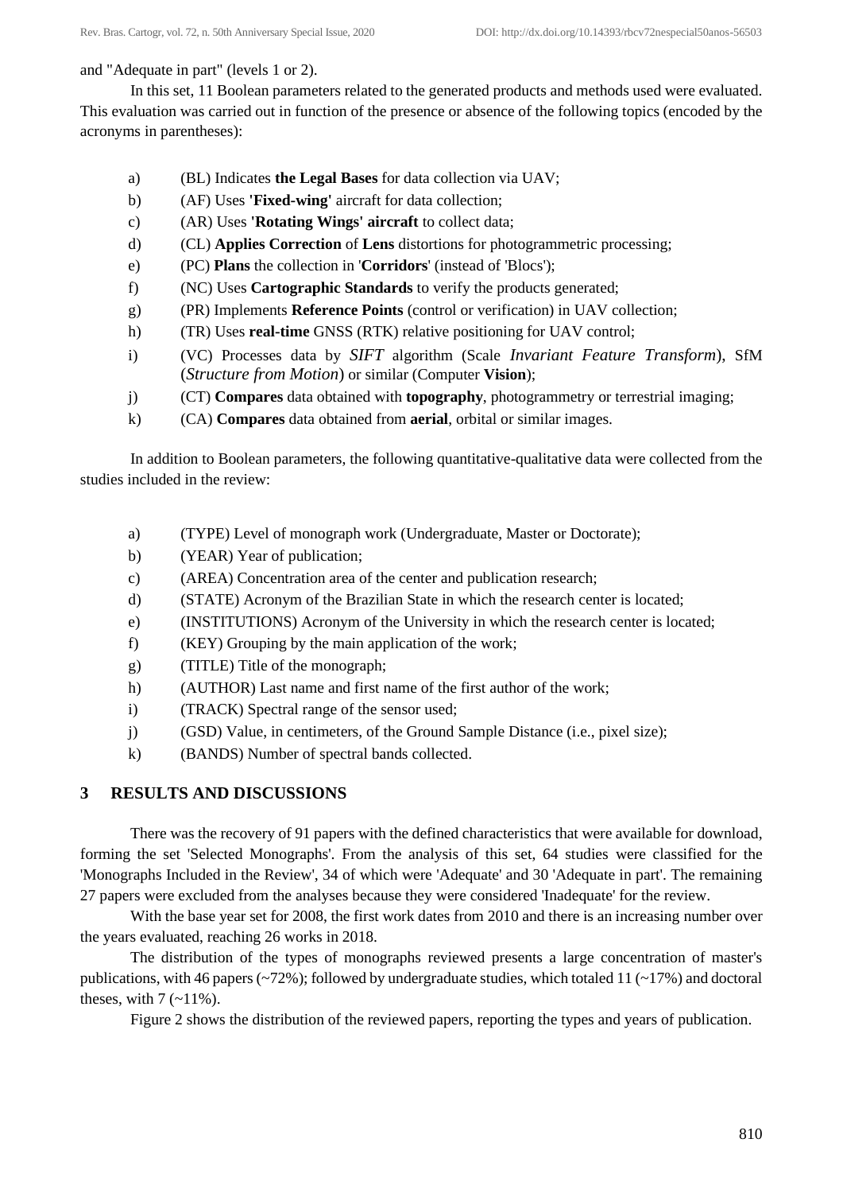and "Adequate in part" (levels 1 or 2).

In this set, 11 Boolean parameters related to the generated products and methods used were evaluated. This evaluation was carried out in function of the presence or absence of the following topics (encoded by the acronyms in parentheses):

a) (BL) Indicates **the Legal Bases** for data collection via UAV;
b) (AF) Uses **'Fixed-wing'** aircraft for data collection;
c) (AR) Uses **'Rotating Wings' aircraft** to collect data;
d) (CL) **Applies Correction** of **Lens** distortions for photogrammetric processing;
e) (PC) **Plans** the collection in '**Corridors**' (instead of 'Blocs');
f) (NC) Uses **Cartographic Standards** to verify the products generated;
g) (PR) Implements **Reference Points** (control or verification) in UAV collection;
h) (TR) Uses **real-time** GNSS (RTK) relative positioning for UAV control;
i) (VC) Processes data by *SIFT* algorithm (Scale *Invariant Feature Transform*), SfM (*Structure from Motion*) or similar (Computer **Vision**);
j) (CT) **Compares** data obtained with **topography**, photogrammetry or terrestrial imaging;
k) (CA) **Compares** data obtained from **aerial**, orbital or similar images.

In addition to Boolean parameters, the following quantitative-qualitative data were collected from the studies included in the review:

a) (TYPE) Level of monograph work (Undergraduate, Master or Doctorate);
b) (YEAR) Year of publication;
c) (AREA) Concentration area of the center and publication research;
d) (STATE) Acronym of the Brazilian State in which the research center is located;
e) (INSTITUTIONS) Acronym of the University in which the research center is located;
f) (KEY) Grouping by the main application of the work;
g) (TITLE) Title of the monograph;
h) (AUTHOR) Last name and first name of the first author of the work;
i) (TRACK) Spectral range of the sensor used;
j) (GSD) Value, in centimeters, of the Ground Sample Distance (i.e., pixel size);
k) (BANDS) Number of spectral bands collected.

## 3 RESULTS AND DISCUSSIONS

There was the recovery of 91 papers with the defined characteristics that were available for download, forming the set 'Selected Monographs'. From the analysis of this set, 64 studies were classified for the 'Monographs Included in the Review', 34 of which were 'Adequate' and 30 'Adequate in part'. The remaining 27 papers were excluded from the analyses because they were considered 'Inadequate' for the review.

With the base year set for 2008, the first work dates from 2010 and there is an increasing number over the years evaluated, reaching 26 works in 2018.

The distribution of the types of monographs reviewed presents a large concentration of master's publications, with 46 papers (~72%); followed by undergraduate studies, which totaled 11 (~17%) and doctoral theses, with 7 (~11%).

Figure 2 shows the distribution of the reviewed papers, reporting the types and years of publication.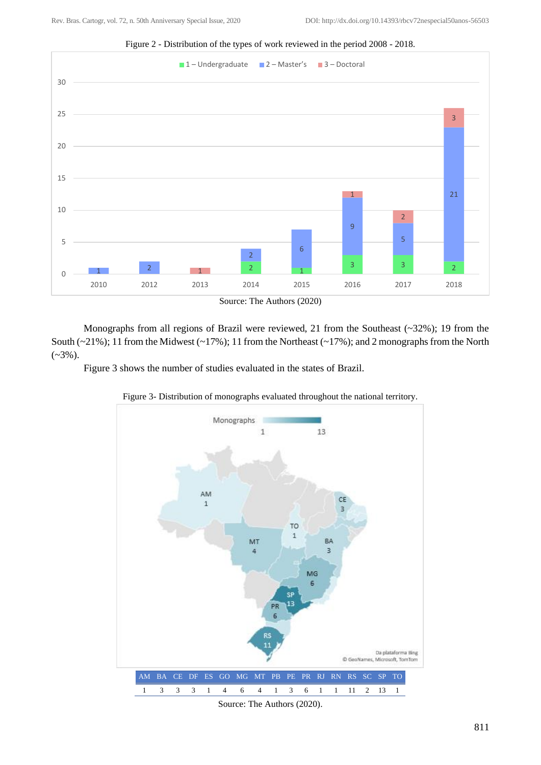Figure 2 - Distribution of the types of work reviewed in the period 2008 - 2018.

Source: The Authors (2020)

Monographs from all regions of Brazil were reviewed, 21 from the Southeast (~32%); 19 from the South (~21%); 11 from the Midwest (~17%); 11 from the Northeast (~17%); and 2 monographs from the North (~3%).

Figure 3 shows the number of studies evaluated in the states of Brazil.

Figure 3- Distribution of monographs evaluated throughout the national territory.

| AM | BA | CE | DF | ES | GO | MG | MT | PB | PE | PR | RJ | RN | RS | SC | SP | TO |
|---|---|---|---|---|---|---|---|---|---|---|---|---|---|---|---|---|
| 1 | 3 | 3 | 3 | 1 | 4 | 6 | 4 | 1 | 3 | 6 | 1 | 1 | 11 | 2 | 13 | 1 |

Source: The Authors (2020).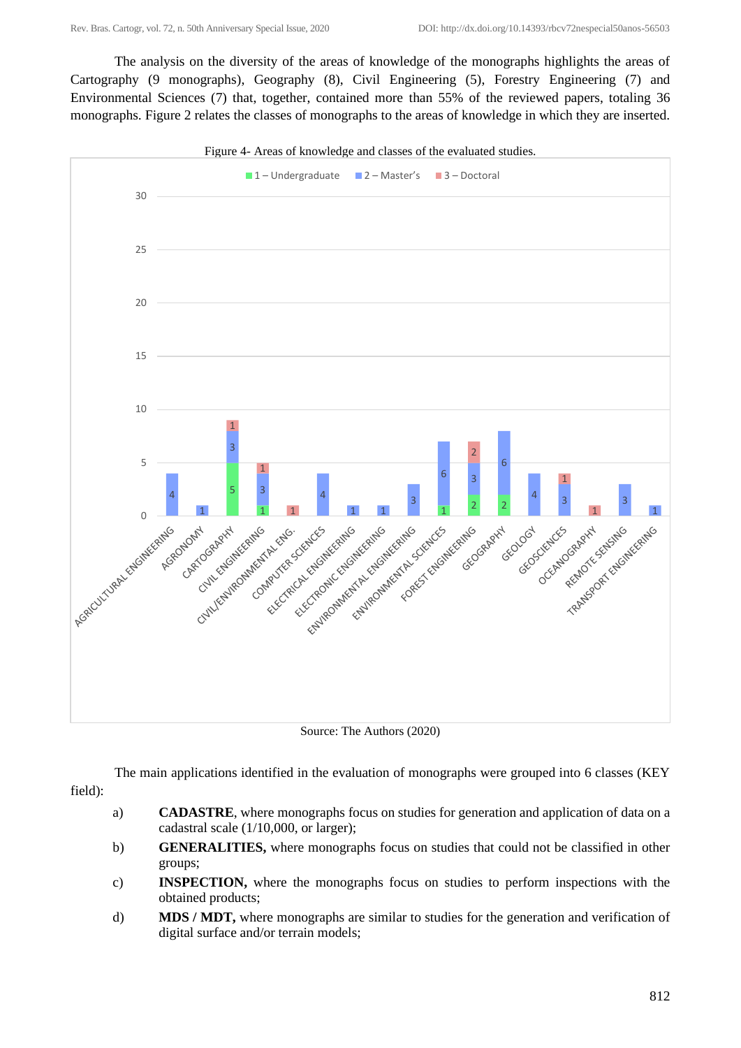The analysis on the diversity of the areas of knowledge of the monographs highlights the areas of Cartography (9 monographs), Geography (8), Civil Engineering (5), Forestry Engineering (7) and Environmental Sciences (7) that, together, contained more than 55% of the reviewed papers, totaling 36 monographs. Figure 2 relates the classes of monographs to the areas of knowledge in which they are inserted.

Figure 4- Areas of knowledge and classes of the evaluated studies.

| Area of knowledge | 1 – Undergraduate | 2 – Master's | 3 – Doctoral |
|---|---|---|---|
| AGRICULTURAL ENGINEERING | | 4 | |
| AGRONOMY | | 1 | |
| CARTOGRAPHY | 5 | 3 | 1 |
| CIVIL ENGINEERING | 1 | 3 | 1 |
| CIVIL/ENVIRONMENTAL ENG. | | | 1 |
| COMPUTER SCIENCES | | 4 | |
| ELECTRICAL ENGINEERING | | 1 | |
| ELECTRONIC ENGINEERING | | 1 | |
| ENVIRONMENTAL ENGINEERING | | 3 | |
| ENVIRONMENTAL SCIENCES | 1 | 6 | |
| FOREST ENGINEERING | 2 | 3 | 2 |
| GEOGRAPHY | 2 | 6 | |
| GEOLOGY | | 4 | |
| GEOSCIENCES | | 3 | 1 |
| OCEANOGRAPHY | | | 1 |
| REMOTE SENSING | | 3 | |
| TRANSPORT ENGINEERING | | 1 | |

Source: The Authors (2020)

The main applications identified in the evaluation of monographs were grouped into 6 classes (KEY field):

a) **CADASTRE**, where monographs focus on studies for generation and application of data on a cadastral scale (1/10,000, or larger);

b) **GENERALITIES,** where monographs focus on studies that could not be classified in other groups;

c) **INSPECTION,** where the monographs focus on studies to perform inspections with the obtained products;

d) **MDS / MDT,** where monographs are similar to studies for the generation and verification of digital surface and/or terrain models;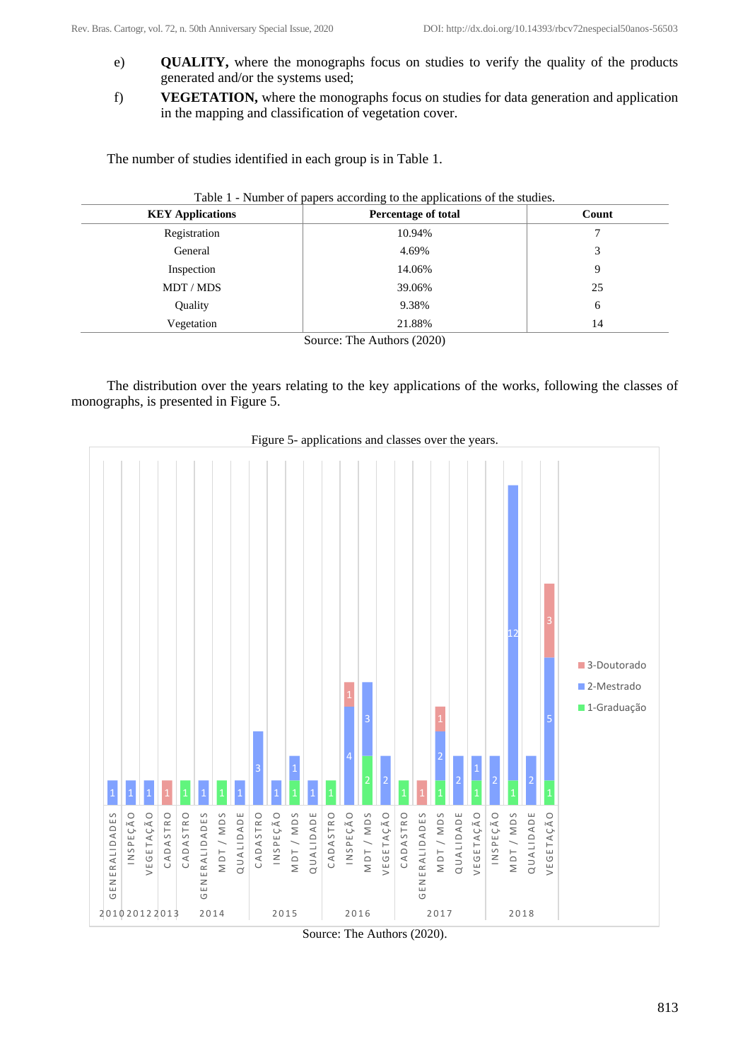e) **QUALITY,** where the monographs focus on studies to verify the quality of the products generated and/or the systems used;

f) **VEGETATION,** where the monographs focus on studies for data generation and application in the mapping and classification of vegetation cover.

The number of studies identified in each group is in Table 1.

Table 1 - Number of papers according to the applications of the studies.

| KEY Applications | Percentage of total | Count |
|---|---|---|
| Registration | 10.94% | 7 |
| General | 4.69% | 3 |
| Inspection | 14.06% | 9 |
| MDT / MDS | 39.06% | 25 |
| Quality | 9.38% | 6 |
| Vegetation | 21.88% | 14 |

Source: The Authors (2020)

The distribution over the years relating to the key applications of the works, following the classes of monographs, is presented in Figure 5.

Figure 5- applications and classes over the years.

Source: The Authors (2020).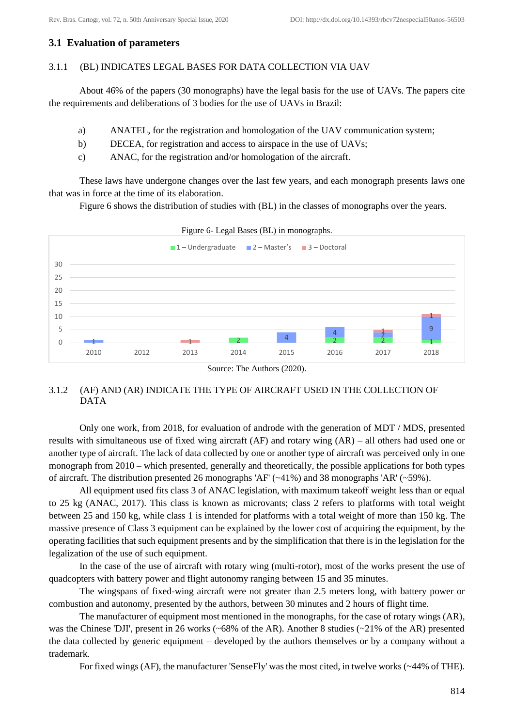## 3.1 Evaluation of parameters

### 3.1.1 (BL) INDICATES LEGAL BASES FOR DATA COLLECTION VIA UAV

About 46% of the papers (30 monographs) have the legal basis for the use of UAVs. The papers cite the requirements and deliberations of 3 bodies for the use of UAVs in Brazil:

a) ANATEL, for the registration and homologation of the UAV communication system;
b) DECEA, for registration and access to airspace in the use of UAVs;
c) ANAC, for the registration and/or homologation of the aircraft.

These laws have undergone changes over the last few years, and each monograph presents laws one that was in force at the time of its elaboration.

Figure 6 shows the distribution of studies with (BL) in the classes of monographs over the years.

Figure 6- Legal Bases (BL) in monographs.

| Year | 1 – Undergraduate | 2 – Master's | 3 – Doctoral |
|---|---|---|---|
| 2010 | | 1 | |
| 2012 | | | |
| 2013 | | | 1 |
| 2014 | 2 | | |
| 2015 | | 4 | |
| 2016 | 2 | 4 | |
| 2017 | 2 | 2 | 1 |
| 2018 | 1 | 9 | 1 |

Source: The Authors (2020).

### 3.1.2 (AF) AND (AR) INDICATE THE TYPE OF AIRCRAFT USED IN THE COLLECTION OF DATA

Only one work, from 2018, for evaluation of androde with the generation of MDT / MDS, presented results with simultaneous use of fixed wing aircraft (AF) and rotary wing (AR) – all others had used one or another type of aircraft. The lack of data collected by one or another type of aircraft was perceived only in one monograph from 2010 – which presented, generally and theoretically, the possible applications for both types of aircraft. The distribution presented 26 monographs 'AF' (~41%) and 38 monographs 'AR' (~59%).

All equipment used fits class 3 of ANAC legislation, with maximum takeoff weight less than or equal to 25 kg (ANAC, 2017). This class is known as microvants; class 2 refers to platforms with total weight between 25 and 150 kg, while class 1 is intended for platforms with a total weight of more than 150 kg. The massive presence of Class 3 equipment can be explained by the lower cost of acquiring the equipment, by the operating facilities that such equipment presents and by the simplification that there is in the legislation for the legalization of the use of such equipment.

In the case of the use of aircraft with rotary wing (multi-rotor), most of the works present the use of quadcopters with battery power and flight autonomy ranging between 15 and 35 minutes.

The wingspans of fixed-wing aircraft were not greater than 2.5 meters long, with battery power or combustion and autonomy, presented by the authors, between 30 minutes and 2 hours of flight time.

The manufacturer of equipment most mentioned in the monographs, for the case of rotary wings (AR), was the Chinese 'DJI', present in 26 works (~68% of the AR). Another 8 studies (~21% of the AR) presented the data collected by generic equipment – developed by the authors themselves or by a company without a trademark.

For fixed wings (AF), the manufacturer 'SenseFly' was the most cited, in twelve works (~44% of THE).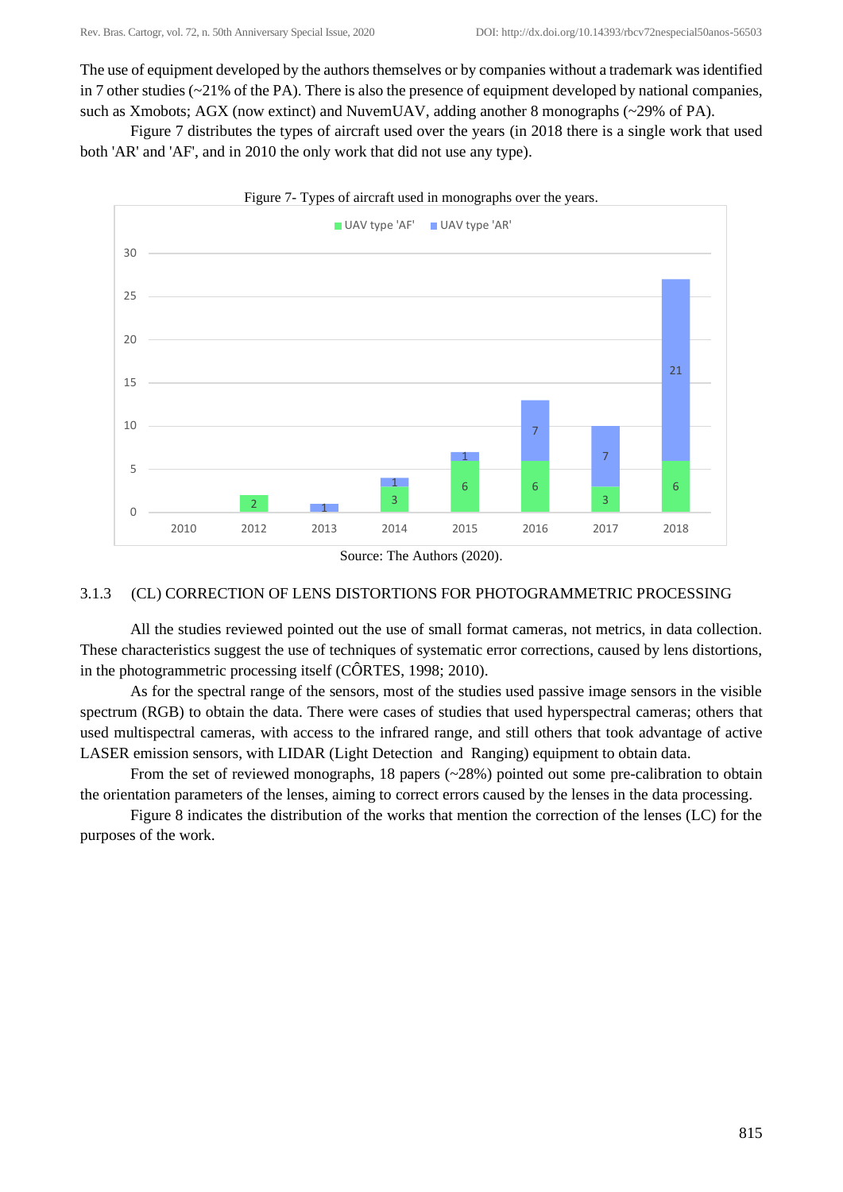The use of equipment developed by the authors themselves or by companies without a trademark was identified in 7 other studies (~21% of the PA). There is also the presence of equipment developed by national companies, such as Xmobots; AGX (now extinct) and NuvemUAV, adding another 8 monographs (~29% of PA).

Figure 7 distributes the types of aircraft used over the years (in 2018 there is a single work that used both 'AR' and 'AF', and in 2010 the only work that did not use any type).

Figure 7- Types of aircraft used in monographs over the years.

| Year | UAV type 'AF' | UAV type 'AR' |
| --- | --- | --- |
| 2010 | | |
| 2012 | 2 | |
| 2013 | | 1 |
| 2014 | 3 | 1 |
| 2015 | 6 | 1 |
| 2016 | 6 | 7 |
| 2017 | 3 | 7 |
| 2018 | 6 | 21 |

Source: The Authors (2020).

### 3.1.3 (CL) CORRECTION OF LENS DISTORTIONS FOR PHOTOGRAMMETRIC PROCESSING

All the studies reviewed pointed out the use of small format cameras, not metrics, in data collection. These characteristics suggest the use of techniques of systematic error corrections, caused by lens distortions, in the photogrammetric processing itself (CÔRTES, 1998; 2010).

As for the spectral range of the sensors, most of the studies used passive image sensors in the visible spectrum (RGB) to obtain the data. There were cases of studies that used hyperspectral cameras; others that used multispectral cameras, with access to the infrared range, and still others that took advantage of active LASER emission sensors, with LIDAR (Light Detection and Ranging) equipment to obtain data.

From the set of reviewed monographs, 18 papers (~28%) pointed out some pre-calibration to obtain the orientation parameters of the lenses, aiming to correct errors caused by the lenses in the data processing.

Figure 8 indicates the distribution of the works that mention the correction of the lenses (LC) for the purposes of the work.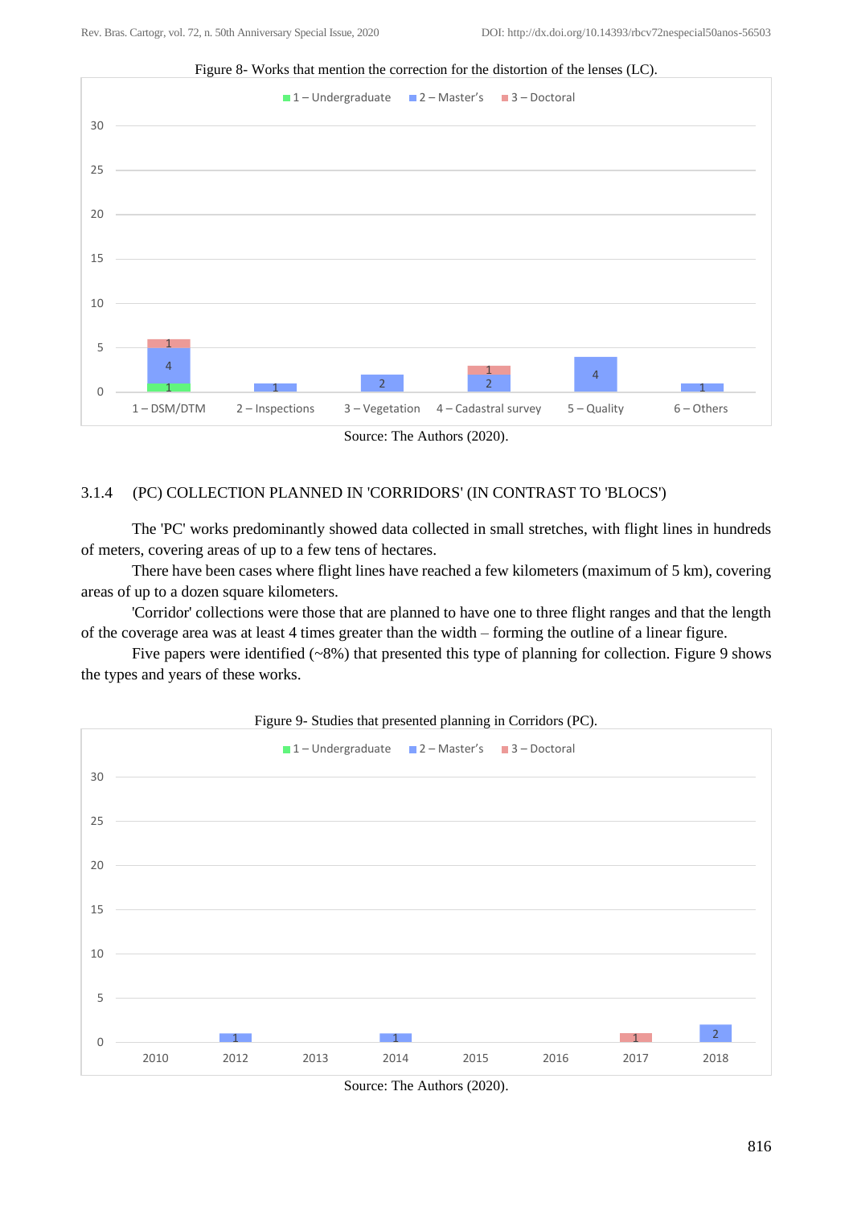Figure 8- Works that mention the correction for the distortion of the lenses (LC).

Source: The Authors (2020).

### 3.1.4 (PC) COLLECTION PLANNED IN 'CORRIDORS' (IN CONTRAST TO 'BLOCS')

The 'PC' works predominantly showed data collected in small stretches, with flight lines in hundreds of meters, covering areas of up to a few tens of hectares.

There have been cases where flight lines have reached a few kilometers (maximum of 5 km), covering areas of up to a dozen square kilometers.

'Corridor' collections were those that are planned to have one to three flight ranges and that the length of the coverage area was at least 4 times greater than the width – forming the outline of a linear figure.

Five papers were identified (~8%) that presented this type of planning for collection. Figure 9 shows the types and years of these works.

Figure 9- Studies that presented planning in Corridors (PC).

Source: The Authors (2020).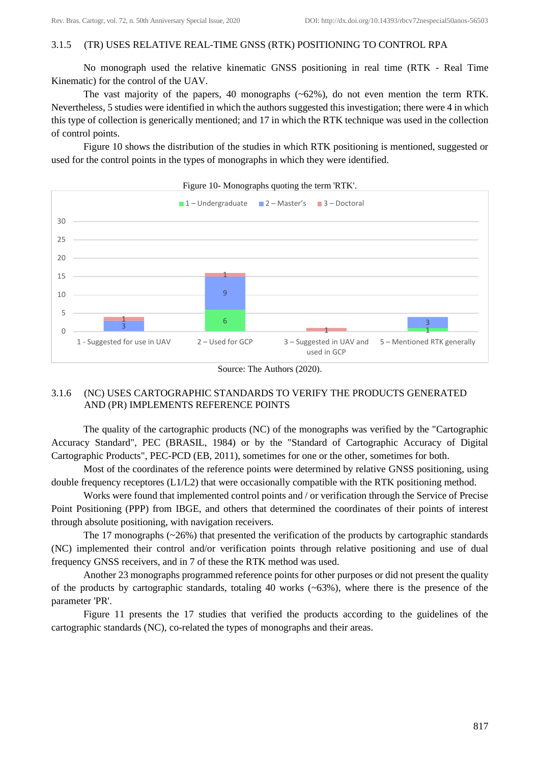### 3.1.5 (TR) USES RELATIVE REAL-TIME GNSS (RTK) POSITIONING TO CONTROL RPA

No monograph used the relative kinematic GNSS positioning in real time (RTK - Real Time Kinematic) for the control of the UAV.

The vast majority of the papers, 40 monographs (~62%), do not even mention the term RTK. Nevertheless, 5 studies were identified in which the authors suggested this investigation; there were 4 in which this type of collection is generically mentioned; and 17 in which the RTK technique was used in the collection of control points.

Figure 10 shows the distribution of the studies in which RTK positioning is mentioned, suggested or used for the control points in the types of monographs in which they were identified.

Figure 10- Monographs quoting the term 'RTK'.

| | 1 – Undergraduate | 2 – Master's | 3 – Doctoral |
|---|---|---|---|
| 1 - Suggested for use in UAV | | 3 | 1 |
| 2 – Used for GCP | 6 | 9 | 1 |
| 3 – Suggested in UAV and used in GCP | | | 1 |
| 5 – Mentioned RTK generally | 1 | 3 | |

Source: The Authors (2020).

### 3.1.6 (NC) USES CARTOGRAPHIC STANDARDS TO VERIFY THE PRODUCTS GENERATED AND (PR) IMPLEMENTS REFERENCE POINTS

The quality of the cartographic products (NC) of the monographs was verified by the "Cartographic Accuracy Standard", PEC (BRASIL, 1984) or by the "Standard of Cartographic Accuracy of Digital Cartographic Products", PEC-PCD (EB, 2011), sometimes for one or the other, sometimes for both.

Most of the coordinates of the reference points were determined by relative GNSS positioning, using double frequency receptores (L1/L2) that were occasionally compatible with the RTK positioning method.

Works were found that implemented control points and / or verification through the Service of Precise Point Positioning (PPP) from IBGE, and others that determined the coordinates of their points of interest through absolute positioning, with navigation receivers.

The 17 monographs (~26%) that presented the verification of the products by cartographic standards (NC) implemented their control and/or verification points through relative positioning and use of dual frequency GNSS receivers, and in 7 of these the RTK method was used.

Another 23 monographs programmed reference points for other purposes or did not present the quality of the products by cartographic standards, totaling 40 works (~63%), where there is the presence of the parameter 'PR'.

Figure 11 presents the 17 studies that verified the products according to the guidelines of the cartographic standards (NC), co-related the types of monographs and their areas.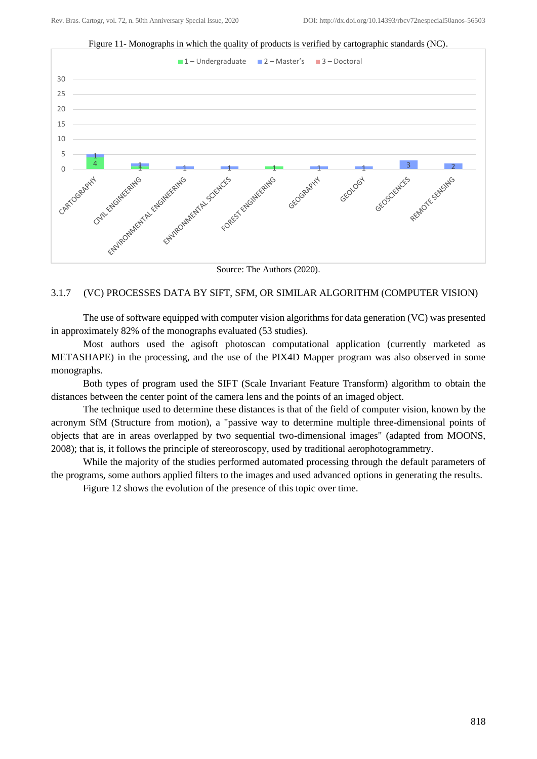Figure 11- Monographs in which the quality of products is verified by cartographic standards (NC).

| Area | 1 – Undergraduate | 2 – Master's | 3 – Doctoral |
|---|---|---|---|
| CARTOGRAPHY | 4 | 1 | |
| CIVIL ENGINEERING | 1 | 1 | |
| ENVIRONMENTAL ENGINEERING | | 1 | |
| ENVIRONMENTAL SCIENCES | | 1 | |
| FOREST ENGINEERING | 1 | | |
| GEOGRAPHY | | 1 | |
| GEOLOGY | | 1 | |
| GEOSCIENCES | | 3 | |
| REMOTE SENSING | | 2 | |

Source: The Authors (2020).

### 3.1.7 (VC) PROCESSES DATA BY SIFT, SFM, OR SIMILAR ALGORITHM (COMPUTER VISION)

The use of software equipped with computer vision algorithms for data generation (VC) was presented in approximately 82% of the monographs evaluated (53 studies).

Most authors used the agisoft photoscan computational application (currently marketed as METASHAPE) in the processing, and the use of the PIX4D Mapper program was also observed in some monographs.

Both types of program used the SIFT (Scale Invariant Feature Transform) algorithm to obtain the distances between the center point of the camera lens and the points of an imaged object.

The technique used to determine these distances is that of the field of computer vision, known by the acronym SfM (Structure from motion), a "passive way to determine multiple three-dimensional points of objects that are in areas overlapped by two sequential two-dimensional images" (adapted from MOONS, 2008); that is, it follows the principle of stereoroscopy, used by traditional aerophotogrammetry.

While the majority of the studies performed automated processing through the default parameters of the programs, some authors applied filters to the images and used advanced options in generating the results.

Figure 12 shows the evolution of the presence of this topic over time.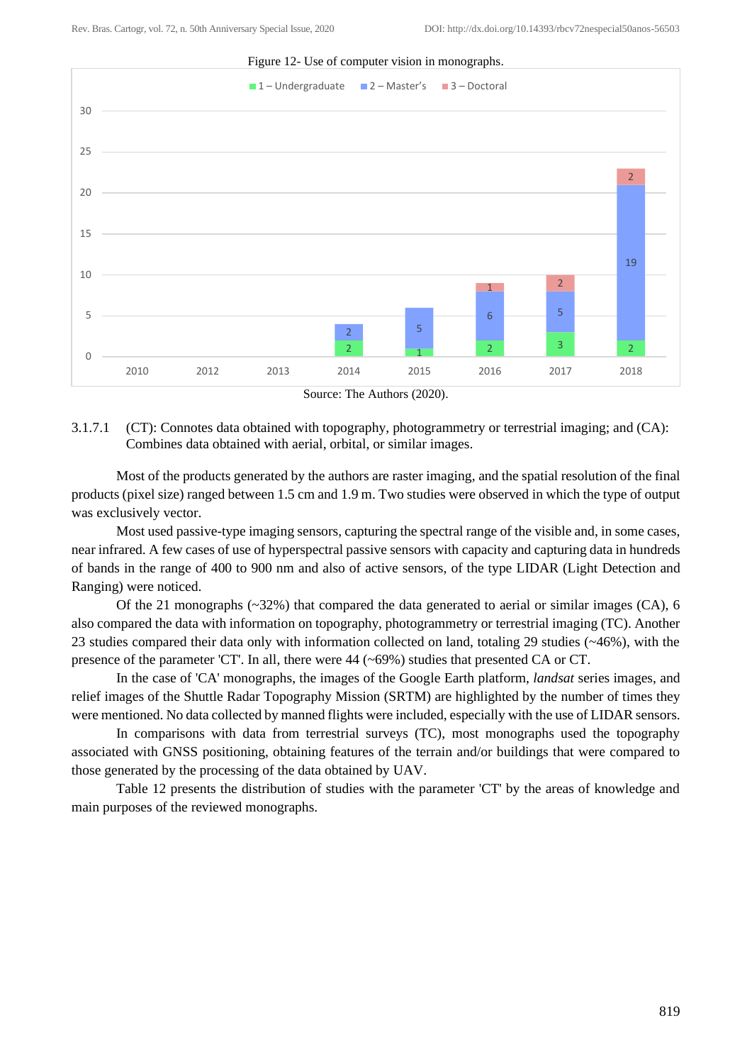Figure 12- Use of computer vision in monographs.

Source: The Authors (2020).

3.1.7.1 (CT): Connotes data obtained with topography, photogrammetry or terrestrial imaging; and (CA): Combines data obtained with aerial, orbital, or similar images.

Most of the products generated by the authors are raster imaging, and the spatial resolution of the final products (pixel size) ranged between 1.5 cm and 1.9 m. Two studies were observed in which the type of output was exclusively vector.

Most used passive-type imaging sensors, capturing the spectral range of the visible and, in some cases, near infrared. A few cases of use of hyperspectral passive sensors with capacity and capturing data in hundreds of bands in the range of 400 to 900 nm and also of active sensors, of the type LIDAR (Light Detection and Ranging) were noticed.

Of the 21 monographs (~32%) that compared the data generated to aerial or similar images (CA), 6 also compared the data with information on topography, photogrammetry or terrestrial imaging (TC). Another 23 studies compared their data only with information collected on land, totaling 29 studies (~46%), with the presence of the parameter 'CT'. In all, there were 44 (~69%) studies that presented CA or CT.

In the case of 'CA' monographs, the images of the Google Earth platform, *landsat* series images, and relief images of the Shuttle Radar Topography Mission (SRTM) are highlighted by the number of times they were mentioned. No data collected by manned flights were included, especially with the use of LIDAR sensors.

In comparisons with data from terrestrial surveys (TC), most monographs used the topography associated with GNSS positioning, obtaining features of the terrain and/or buildings that were compared to those generated by the processing of the data obtained by UAV.

Table 12 presents the distribution of studies with the parameter 'CT' by the areas of knowledge and main purposes of the reviewed monographs.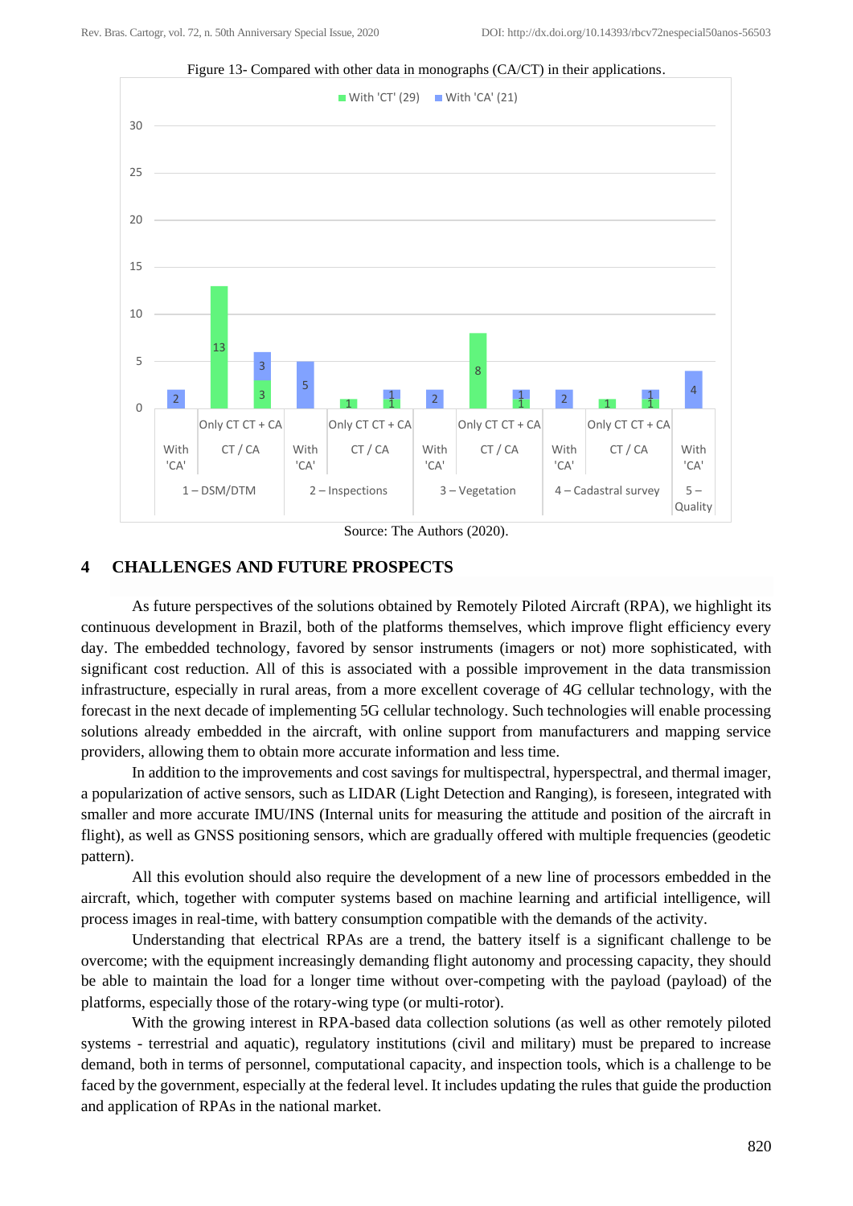Figure 13- Compared with other data in monographs (CA/CT) in their applications.

| Application | Category | With 'CT' (29) | With 'CA' (21) |
|---|---|---|---|
| 1 – DSM/DTM | With 'CA' | | 2 |
| 1 – DSM/DTM | Only CT | 13 | |
| 1 – DSM/DTM | CT + CA / CT / CA | 3 | 3 |
| 2 – Inspections | With 'CA' | | 5 |
| 2 – Inspections | Only CT | 1 | |
| 2 – Inspections | CT + CA / CT / CA | 1 | 1 |
| 3 – Vegetation | With 'CA' | | 2 |
| 3 – Vegetation | Only CT | 8 | |
| 3 – Vegetation | CT + CA / CT / CA | 1 | 1 |
| 4 – Cadastral survey | With 'CA' | | 2 |
| 4 – Cadastral survey | Only CT | 1 | |
| 4 – Cadastral survey | CT + CA / CT / CA | 1 | 1 |
| 5 – Quality | With 'CA' | | 4 |

Source: The Authors (2020).

## 4 CHALLENGES AND FUTURE PROSPECTS

As future perspectives of the solutions obtained by Remotely Piloted Aircraft (RPA), we highlight its continuous development in Brazil, both of the platforms themselves, which improve flight efficiency every day. The embedded technology, favored by sensor instruments (imagers or not) more sophisticated, with significant cost reduction. All of this is associated with a possible improvement in the data transmission infrastructure, especially in rural areas, from a more excellent coverage of 4G cellular technology, with the forecast in the next decade of implementing 5G cellular technology. Such technologies will enable processing solutions already embedded in the aircraft, with online support from manufacturers and mapping service providers, allowing them to obtain more accurate information and less time.

In addition to the improvements and cost savings for multispectral, hyperspectral, and thermal imager, a popularization of active sensors, such as LIDAR (Light Detection and Ranging), is foreseen, integrated with smaller and more accurate IMU/INS (Internal units for measuring the attitude and position of the aircraft in flight), as well as GNSS positioning sensors, which are gradually offered with multiple frequencies (geodetic pattern).

All this evolution should also require the development of a new line of processors embedded in the aircraft, which, together with computer systems based on machine learning and artificial intelligence, will process images in real-time, with battery consumption compatible with the demands of the activity.

Understanding that electrical RPAs are a trend, the battery itself is a significant challenge to be overcome; with the equipment increasingly demanding flight autonomy and processing capacity, they should be able to maintain the load for a longer time without over-competing with the payload (payload) of the platforms, especially those of the rotary-wing type (or multi-rotor).

With the growing interest in RPA-based data collection solutions (as well as other remotely piloted systems - terrestrial and aquatic), regulatory institutions (civil and military) must be prepared to increase demand, both in terms of personnel, computational capacity, and inspection tools, which is a challenge to be faced by the government, especially at the federal level. It includes updating the rules that guide the production and application of RPAs in the national market.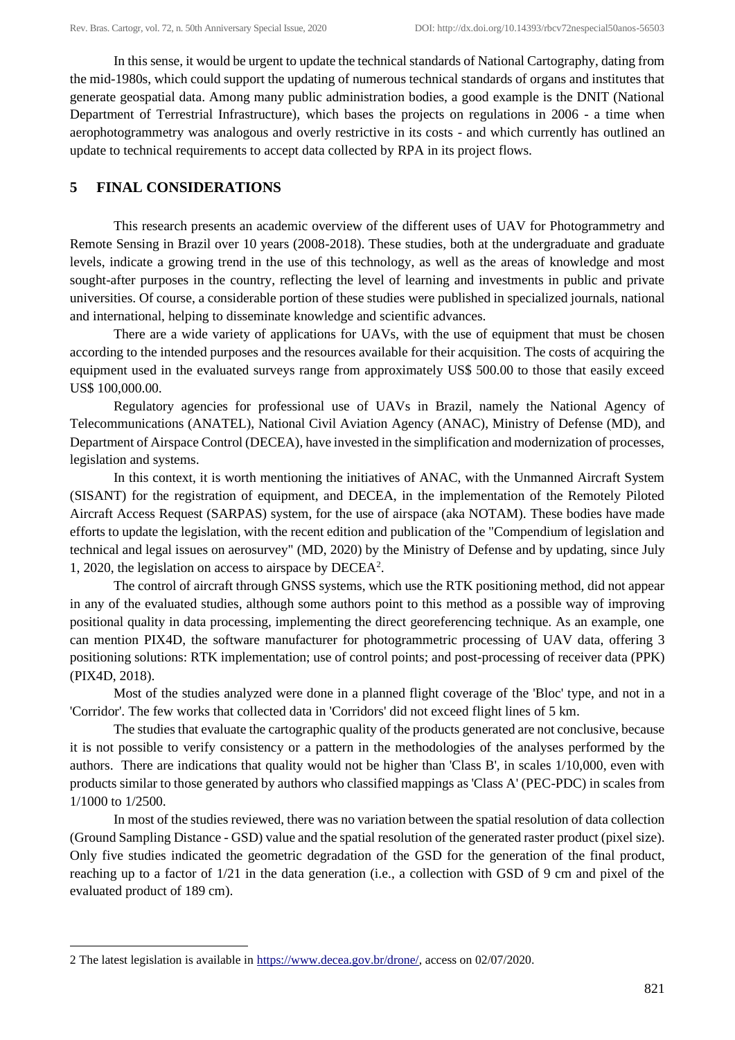In this sense, it would be urgent to update the technical standards of National Cartography, dating from the mid-1980s, which could support the updating of numerous technical standards of organs and institutes that generate geospatial data. Among many public administration bodies, a good example is the DNIT (National Department of Terrestrial Infrastructure), which bases the projects on regulations in 2006 - a time when aerophotogrammetry was analogous and overly restrictive in its costs - and which currently has outlined an update to technical requirements to accept data collected by RPA in its project flows.

## 5 FINAL CONSIDERATIONS

This research presents an academic overview of the different uses of UAV for Photogrammetry and Remote Sensing in Brazil over 10 years (2008-2018). These studies, both at the undergraduate and graduate levels, indicate a growing trend in the use of this technology, as well as the areas of knowledge and most sought-after purposes in the country, reflecting the level of learning and investments in public and private universities. Of course, a considerable portion of these studies were published in specialized journals, national and international, helping to disseminate knowledge and scientific advances.

There are a wide variety of applications for UAVs, with the use of equipment that must be chosen according to the intended purposes and the resources available for their acquisition. The costs of acquiring the equipment used in the evaluated surveys range from approximately US$ 500.00 to those that easily exceed US$ 100,000.00.

Regulatory agencies for professional use of UAVs in Brazil, namely the National Agency of Telecommunications (ANATEL), National Civil Aviation Agency (ANAC), Ministry of Defense (MD), and Department of Airspace Control (DECEA), have invested in the simplification and modernization of processes, legislation and systems.

In this context, it is worth mentioning the initiatives of ANAC, with the Unmanned Aircraft System (SISANT) for the registration of equipment, and DECEA, in the implementation of the Remotely Piloted Aircraft Access Request (SARPAS) system, for the use of airspace (aka NOTAM). These bodies have made efforts to update the legislation, with the recent edition and publication of the "Compendium of legislation and technical and legal issues on aerosurvey" (MD, 2020) by the Ministry of Defense and by updating, since July 1, 2020, the legislation on access to airspace by DECEA[2].

The control of aircraft through GNSS systems, which use the RTK positioning method, did not appear in any of the evaluated studies, although some authors point to this method as a possible way of improving positional quality in data processing, implementing the direct georeferencing technique. As an example, one can mention PIX4D, the software manufacturer for photogrammetric processing of UAV data, offering 3 positioning solutions: RTK implementation; use of control points; and post-processing of receiver data (PPK) (PIX4D, 2018).

Most of the studies analyzed were done in a planned flight coverage of the 'Bloc' type, and not in a 'Corridor'. The few works that collected data in 'Corridors' did not exceed flight lines of 5 km.

The studies that evaluate the cartographic quality of the products generated are not conclusive, because it is not possible to verify consistency or a pattern in the methodologies of the analyses performed by the authors. There are indications that quality would not be higher than 'Class B', in scales 1/10,000, even with products similar to those generated by authors who classified mappings as 'Class A' (PEC-PDC) in scales from 1/1000 to 1/2500.

In most of the studies reviewed, there was no variation between the spatial resolution of data collection (Ground Sampling Distance - GSD) value and the spatial resolution of the generated raster product (pixel size). Only five studies indicated the geometric degradation of the GSD for the generation of the final product, reaching up to a factor of 1/21 in the data generation (i.e., a collection with GSD of 9 cm and pixel of the evaluated product of 189 cm).

---

2 The latest legislation is available in https://www.decea.gov.br/drone/, access on 02/07/2020.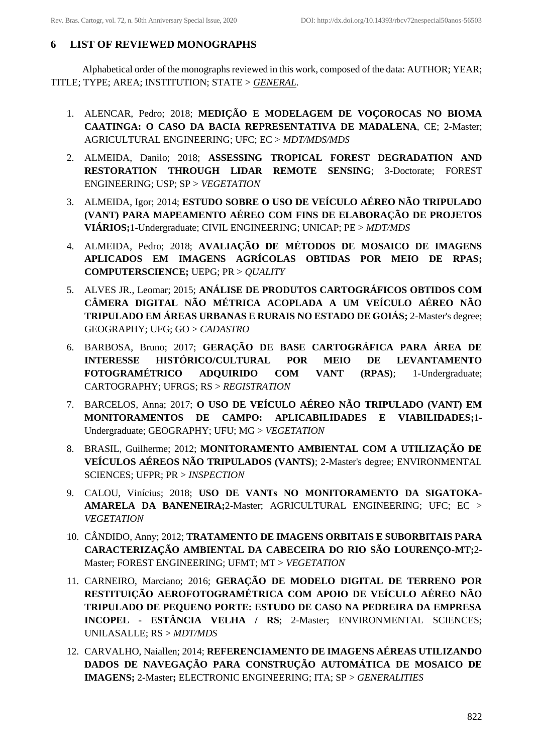## 6 LIST OF REVIEWED MONOGRAPHS

Alphabetical order of the monographs reviewed in this work, composed of the data: AUTHOR; YEAR; TITLE; TYPE; AREA; INSTITUTION; STATE > *GENERAL*.

1. ALENCAR, Pedro; 2018; **MEDIÇÃO E MODELAGEM DE VOÇOROCAS NO BIOMA CAATINGA: O CASO DA BACIA REPRESENTATIVA DE MADALENA**, CE; 2-Master; AGRICULTURAL ENGINEERING; UFC; EC > *MDT/MDS/MDS*
2. ALMEIDA, Danilo; 2018; **ASSESSING TROPICAL FOREST DEGRADATION AND RESTORATION THROUGH LIDAR REMOTE SENSING**; 3-Doctorate; FOREST ENGINEERING; USP; SP > *VEGETATION*
3. ALMEIDA, Igor; 2014; **ESTUDO SOBRE O USO DE VEÍCULO AÉREO NÃO TRIPULADO (VANT) PARA MAPEAMENTO AÉREO COM FINS DE ELABORAÇÃO DE PROJETOS VIÁRIOS;**1-Undergraduate; CIVIL ENGINEERING; UNICAP; PE > *MDT/MDS*
4. ALMEIDA, Pedro; 2018; **AVALIAÇÃO DE MÉTODOS DE MOSAICO DE IMAGENS APLICADOS EM IMAGENS AGRÍCOLAS OBTIDAS POR MEIO DE RPAS; COMPUTERSCIENCE;** UEPG; PR > *QUALITY*
5. ALVES JR., Leomar; 2015; **ANÁLISE DE PRODUTOS CARTOGRÁFICOS OBTIDOS COM CÂMERA DIGITAL NÃO MÉTRICA ACOPLADA A UM VEÍCULO AÉREO NÃO TRIPULADO EM ÁREAS URBANAS E RURAIS NO ESTADO DE GOIÁS;** 2-Master's degree; GEOGRAPHY; UFG; GO > *CADASTRO*
6. BARBOSA, Bruno; 2017; **GERAÇÃO DE BASE CARTOGRÁFICA PARA ÁREA DE INTERESSE HISTÓRICO/CULTURAL POR MEIO DE LEVANTAMENTO FOTOGRAMÉTRICO ADQUIRIDO COM VANT (RPAS)**; 1-Undergraduate; CARTOGRAPHY; UFRGS; RS > *REGISTRATION*
7. BARCELOS, Anna; 2017; **O USO DE VEÍCULO AÉREO NÃO TRIPULADO (VANT) EM MONITORAMENTOS DE CAMPO: APLICABILIDADES E VIABILIDADES;**1-Undergraduate; GEOGRAPHY; UFU; MG > *VEGETATION*
8. BRASIL, Guilherme; 2012; **MONITORAMENTO AMBIENTAL COM A UTILIZAÇÃO DE VEÍCULOS AÉREOS NÃO TRIPULADOS (VANTS)**; 2-Master's degree; ENVIRONMENTAL SCIENCES; UFPR; PR > *INSPECTION*
9. CALOU, Vinícius; 2018; **USO DE VANTs NO MONITORAMENTO DA SIGATOKA-AMARELA DA BANENEIRA;**2-Master; AGRICULTURAL ENGINEERING; UFC; EC > *VEGETATION*
10. CÂNDIDO, Anny; 2012; **TRATAMENTO DE IMAGENS ORBITAIS E SUBORBITAIS PARA CARACTERIZAÇÃO AMBIENTAL DA CABECEIRA DO RIO SÃO LOURENÇO-MT;**2-Master; FOREST ENGINEERING; UFMT; MT > *VEGETATION*
11. CARNEIRO, Marciano; 2016; **GERAÇÃO DE MODELO DIGITAL DE TERRENO POR RESTITUIÇÃO AEROFOTOGRAMÉTRICA COM APOIO DE VEÍCULO AÉREO NÃO TRIPULADO DE PEQUENO PORTE: ESTUDO DE CASO NA PEDREIRA DA EMPRESA INCOPEL - ESTÂNCIA VELHA / RS**; 2-Master; ENVIRONMENTAL SCIENCES; UNILASALLE; RS > *MDT/MDS*
12. CARVALHO, Naiallen; 2014; **REFERENCIAMENTO DE IMAGENS AÉREAS UTILIZANDO DADOS DE NAVEGAÇÃO PARA CONSTRUÇÃO AUTOMÁTICA DE MOSAICO DE IMAGENS;** 2-Master**;** ELECTRONIC ENGINEERING; ITA; SP > *GENERALITIES*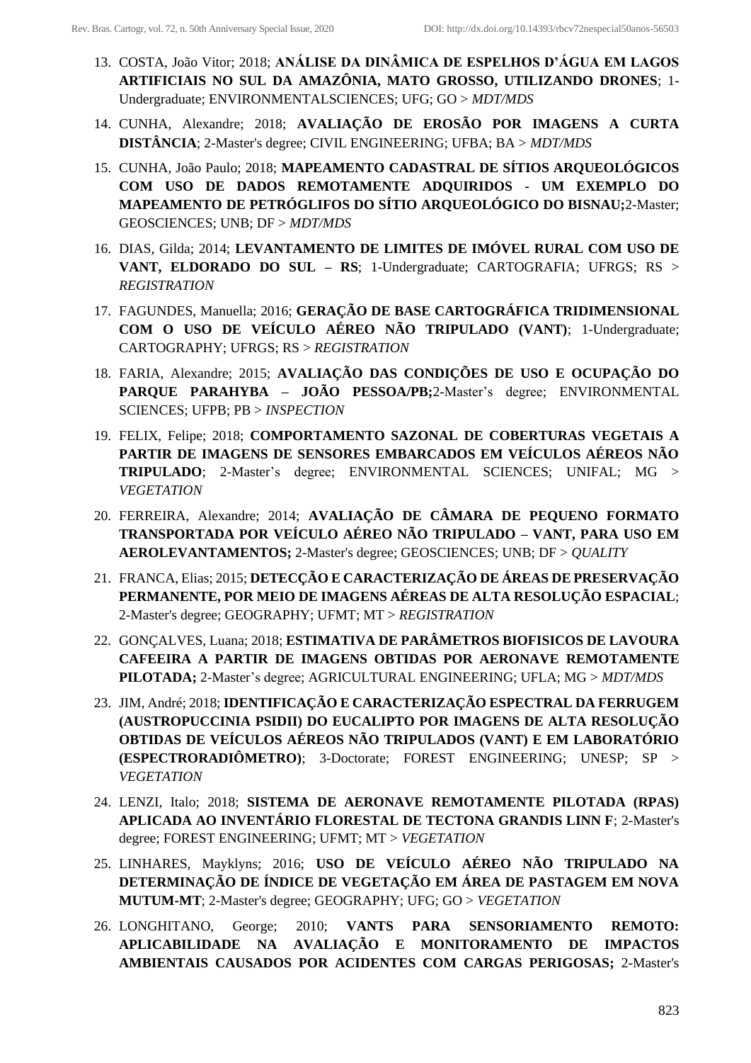13. COSTA, João Vitor; 2018; **ANÁLISE DA DINÂMICA DE ESPELHOS D'ÁGUA EM LAGOS ARTIFICIAIS NO SUL DA AMAZÔNIA, MATO GROSSO, UTILIZANDO DRONES**; 1-Undergraduate; ENVIRONMENTALSCIENCES; UFG; GO > *MDT/MDS*
14. CUNHA, Alexandre; 2018; **AVALIAÇÃO DE EROSÃO POR IMAGENS A CURTA DISTÂNCIA**; 2-Master's degree; CIVIL ENGINEERING; UFBA; BA > *MDT/MDS*
15. CUNHA, João Paulo; 2018; **MAPEAMENTO CADASTRAL DE SÍTIOS ARQUEOLÓGICOS COM USO DE DADOS REMOTAMENTE ADQUIRIDOS - UM EXEMPLO DO MAPEAMENTO DE PETRÓGLIFOS DO SÍTIO ARQUEOLÓGICO DO BISNAU;**2-Master; GEOSCIENCES; UNB; DF > *MDT/MDS*
16. DIAS, Gilda; 2014; **LEVANTAMENTO DE LIMITES DE IMÓVEL RURAL COM USO DE VANT, ELDORADO DO SUL – RS**; 1-Undergraduate; CARTOGRAFIA; UFRGS; RS > *REGISTRATION*
17. FAGUNDES, Manuella; 2016; **GERAÇÃO DE BASE CARTOGRÁFICA TRIDIMENSIONAL COM O USO DE VEÍCULO AÉREO NÃO TRIPULADO (VANT)**; 1-Undergraduate; CARTOGRAPHY; UFRGS; RS > *REGISTRATION*
18. FARIA, Alexandre; 2015; **AVALIAÇÃO DAS CONDIÇÕES DE USO E OCUPAÇÃO DO PARQUE PARAHYBA – JOÃO PESSOA/PB;**2-Master's degree; ENVIRONMENTAL SCIENCES; UFPB; PB > *INSPECTION*
19. FELIX, Felipe; 2018; **COMPORTAMENTO SAZONAL DE COBERTURAS VEGETAIS A PARTIR DE IMAGENS DE SENSORES EMBARCADOS EM VEÍCULOS AÉREOS NÃO TRIPULADO**; 2-Master's degree; ENVIRONMENTAL SCIENCES; UNIFAL; MG > *VEGETATION*
20. FERREIRA, Alexandre; 2014; **AVALIAÇÃO DE CÂMARA DE PEQUENO FORMATO TRANSPORTADA POR VEÍCULO AÉREO NÃO TRIPULADO – VANT, PARA USO EM AEROLEVANTAMENTOS;** 2-Master's degree; GEOSCIENCES; UNB; DF > *QUALITY*
21. FRANCA, Elias; 2015; **DETECÇÃO E CARACTERIZAÇÃO DE ÁREAS DE PRESERVAÇÃO PERMANENTE, POR MEIO DE IMAGENS AÉREAS DE ALTA RESOLUÇÃO ESPACIAL**; 2-Master's degree; GEOGRAPHY; UFMT; MT > *REGISTRATION*
22. GONÇALVES, Luana; 2018; **ESTIMATIVA DE PARÂMETROS BIOFISICOS DE LAVOURA CAFEEIRA A PARTIR DE IMAGENS OBTIDAS POR AERONAVE REMOTAMENTE PILOTADA;** 2-Master's degree; AGRICULTURAL ENGINEERING; UFLA; MG > *MDT/MDS*
23. JIM, André; 2018; **IDENTIFICAÇÃO E CARACTERIZAÇÃO ESPECTRAL DA FERRUGEM (AUSTROPUCCINIA PSIDII) DO EUCALIPTO POR IMAGENS DE ALTA RESOLUÇÃO OBTIDAS DE VEÍCULOS AÉREOS NÃO TRIPULADOS (VANT) E EM LABORATÓRIO (ESPECTRORADIÔMETRO)**; 3-Doctorate; FOREST ENGINEERING; UNESP; SP > *VEGETATION*
24. LENZI, Italo; 2018; **SISTEMA DE AERONAVE REMOTAMENTE PILOTADA (RPAS) APLICADA AO INVENTÁRIO FLORESTAL DE TECTONA GRANDIS LINN F**; 2-Master's degree; FOREST ENGINEERING; UFMT; MT > *VEGETATION*
25. LINHARES, Mayklyns; 2016; **USO DE VEÍCULO AÉREO NÃO TRIPULADO NA DETERMINAÇÃO DE ÍNDICE DE VEGETAÇÃO EM ÁREA DE PASTAGEM EM NOVA MUTUM-MT**; 2-Master's degree; GEOGRAPHY; UFG; GO > *VEGETATION*
26. LONGHITANO, George; 2010; **VANTS PARA SENSORIAMENTO REMOTO: APLICABILIDADE NA AVALIAÇÃO E MONITORAMENTO DE IMPACTOS AMBIENTAIS CAUSADOS POR ACIDENTES COM CARGAS PERIGOSAS;** 2-Master's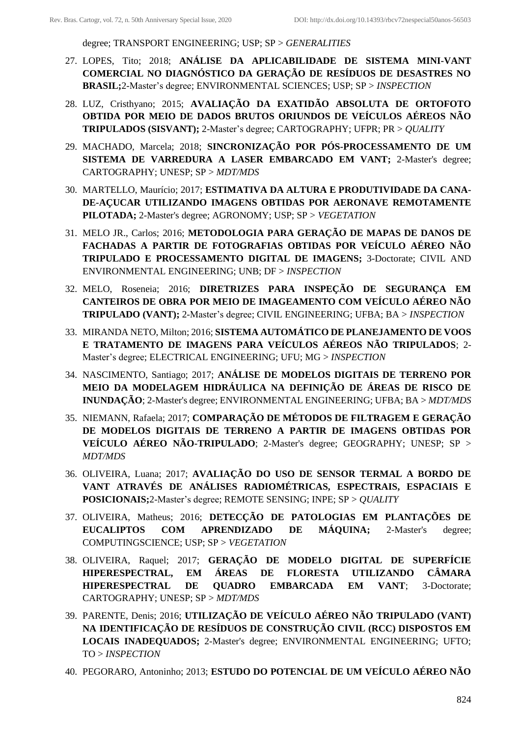degree; TRANSPORT ENGINEERING; USP; SP > *GENERALITIES*

27. LOPES, Tito; 2018; **ANÁLISE DA APLICABILIDADE DE SISTEMA MINI-VANT COMERCIAL NO DIAGNÓSTICO DA GERAÇÃO DE RESÍDUOS DE DESASTRES NO BRASIL;**2-Master's degree; ENVIRONMENTAL SCIENCES; USP; SP > *INSPECTION*

28. LUZ, Cristhyano; 2015; **AVALIAÇÃO DA EXATIDÃO ABSOLUTA DE ORTOFOTO OBTIDA POR MEIO DE DADOS BRUTOS ORIUNDOS DE VEÍCULOS AÉREOS NÃO TRIPULADOS (SISVANT);** 2-Master's degree; CARTOGRAPHY; UFPR; PR > *QUALITY*

29. MACHADO, Marcela; 2018; **SINCRONIZAÇÃO POR PÓS-PROCESSAMENTO DE UM SISTEMA DE VARREDURA A LASER EMBARCADO EM VANT;** 2-Master's degree; CARTOGRAPHY; UNESP; SP > *MDT/MDS*

30. MARTELLO, Maurício; 2017; **ESTIMATIVA DA ALTURA E PRODUTIVIDADE DA CANA-DE-AÇUCAR UTILIZANDO IMAGENS OBTIDAS POR AERONAVE REMOTAMENTE PILOTADA;** 2-Master's degree; AGRONOMY; USP; SP > *VEGETATION*

31. MELO JR., Carlos; 2016; **METODOLOGIA PARA GERAÇÃO DE MAPAS DE DANOS DE FACHADAS A PARTIR DE FOTOGRAFIAS OBTIDAS POR VEÍCULO AÉREO NÃO TRIPULADO E PROCESSAMENTO DIGITAL DE IMAGENS;** 3-Doctorate; CIVIL AND ENVIRONMENTAL ENGINEERING; UNB; DF > *INSPECTION*

32. MELO, Roseneia; 2016; **DIRETRIZES PARA INSPEÇÃO DE SEGURANÇA EM CANTEIROS DE OBRA POR MEIO DE IMAGEAMENTO COM VEÍCULO AÉREO NÃO TRIPULADO (VANT);** 2-Master's degree; CIVIL ENGINEERING; UFBA; BA > *INSPECTION*

33. MIRANDA NETO, Milton; 2016; **SISTEMA AUTOMÁTICO DE PLANEJAMENTO DE VOOS E TRATAMENTO DE IMAGENS PARA VEÍCULOS AÉREOS NÃO TRIPULADOS**; 2-Master's degree; ELECTRICAL ENGINEERING; UFU; MG > *INSPECTION*

34. NASCIMENTO, Santiago; 2017; **ANÁLISE DE MODELOS DIGITAIS DE TERRENO POR MEIO DA MODELAGEM HIDRÁULICA NA DEFINIÇÃO DE ÁREAS DE RISCO DE INUNDAÇÃO**; 2-Master's degree; ENVIRONMENTAL ENGINEERING; UFBA; BA > *MDT/MDS*

35. NIEMANN, Rafaela; 2017; **COMPARAÇÃO DE MÉTODOS DE FILTRAGEM E GERAÇÃO DE MODELOS DIGITAIS DE TERRENO A PARTIR DE IMAGENS OBTIDAS POR VEÍCULO AÉREO NÃO-TRIPULADO**; 2-Master's degree; GEOGRAPHY; UNESP; SP > *MDT/MDS*

36. OLIVEIRA, Luana; 2017; **AVALIAÇÃO DO USO DE SENSOR TERMAL A BORDO DE VANT ATRAVÉS DE ANÁLISES RADIOMÉTRICAS, ESPECTRAIS, ESPACIAIS E POSICIONAIS;**2-Master's degree; REMOTE SENSING; INPE; SP > *QUALITY*

37. OLIVEIRA, Matheus; 2016; **DETECÇÃO DE PATOLOGIAS EM PLANTAÇÕES DE EUCALIPTOS COM APRENDIZADO DE MÁQUINA;** 2-Master's degree; COMPUTINGSCIENCE; USP; SP > *VEGETATION*

38. OLIVEIRA, Raquel; 2017; **GERAÇÃO DE MODELO DIGITAL DE SUPERFÍCIE HIPERESPECTRAL, EM ÁREAS DE FLORESTA UTILIZANDO CÂMARA HIPERESPECTRAL DE QUADRO EMBARCADA EM VANT**; 3-Doctorate; CARTOGRAPHY; UNESP; SP > *MDT/MDS*

39. PARENTE, Denis; 2016; **UTILIZAÇÃO DE VEÍCULO AÉREO NÃO TRIPULADO (VANT) NA IDENTIFICAÇÃO DE RESÍDUOS DE CONSTRUÇÃO CIVIL (RCC) DISPOSTOS EM LOCAIS INADEQUADOS;** 2-Master's degree; ENVIRONMENTAL ENGINEERING; UFTO; TO > *INSPECTION*

40. PEGORARO, Antoninho; 2013; **ESTUDO DO POTENCIAL DE UM VEÍCULO AÉREO NÃO**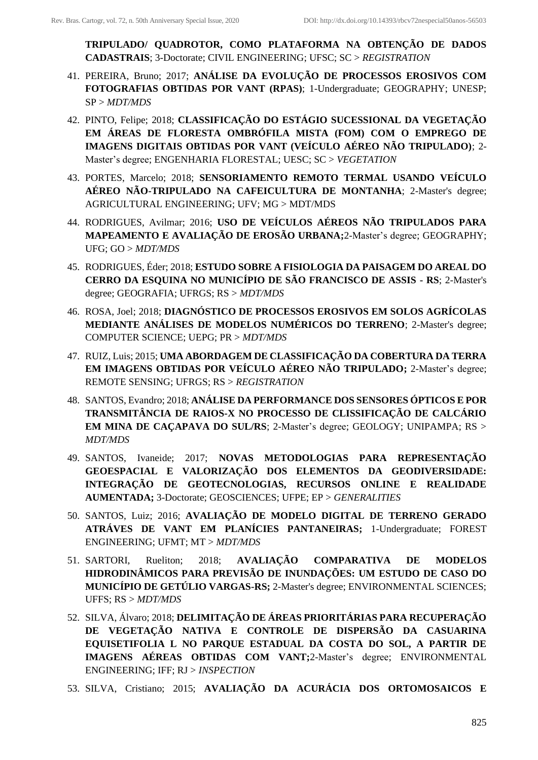**TRIPULADO/ QUADROTOR, COMO PLATAFORMA NA OBTENÇÃO DE DADOS CADASTRAIS**; 3-Doctorate; CIVIL ENGINEERING; UFSC; SC > *REGISTRATION*

41. PEREIRA, Bruno; 2017; **ANÁLISE DA EVOLUÇÃO DE PROCESSOS EROSIVOS COM FOTOGRAFIAS OBTIDAS POR VANT (RPAS)**; 1-Undergraduate; GEOGRAPHY; UNESP; SP > *MDT/MDS*

42. PINTO, Felipe; 2018; **CLASSIFICAÇÃO DO ESTÁGIO SUCESSIONAL DA VEGETAÇÃO EM ÁREAS DE FLORESTA OMBRÓFILA MISTA (FOM) COM O EMPREGO DE IMAGENS DIGITAIS OBTIDAS POR VANT (VEÍCULO AÉREO NÃO TRIPULADO)**; 2-Master's degree; ENGENHARIA FLORESTAL; UESC; SC > *VEGETATION*

43. PORTES, Marcelo; 2018; **SENSORIAMENTO REMOTO TERMAL USANDO VEÍCULO AÉREO NÃO-TRIPULADO NA CAFEICULTURA DE MONTANHA**; 2-Master's degree; AGRICULTURAL ENGINEERING; UFV; MG > MDT/MDS

44. RODRIGUES, Avilmar; 2016; **USO DE VEÍCULOS AÉREOS NÃO TRIPULADOS PARA MAPEAMENTO E AVALIAÇÃO DE EROSÃO URBANA;**2-Master's degree; GEOGRAPHY; UFG; GO > *MDT/MDS*

45. RODRIGUES, Éder; 2018; **ESTUDO SOBRE A FISIOLOGIA DA PAISAGEM DO AREAL DO CERRO DA ESQUINA NO MUNICÍPIO DE SÃO FRANCISCO DE ASSIS - RS**; 2-Master's degree; GEOGRAFIA; UFRGS; RS > *MDT/MDS*

46. ROSA, Joel; 2018; **DIAGNÓSTICO DE PROCESSOS EROSIVOS EM SOLOS AGRÍCOLAS MEDIANTE ANÁLISES DE MODELOS NUMÉRICOS DO TERRENO**; 2-Master's degree; COMPUTER SCIENCE; UEPG; PR > *MDT/MDS*

47. RUIZ, Luis; 2015; **UMA ABORDAGEM DE CLASSIFICAÇÃO DA COBERTURA DA TERRA EM IMAGENS OBTIDAS POR VEÍCULO AÉREO NÃO TRIPULADO;** 2-Master's degree; REMOTE SENSING; UFRGS; RS > *REGISTRATION*

48. SANTOS, Evandro; 2018; **ANÁLISE DA PERFORMANCE DOS SENSORES ÓPTICOS E POR TRANSMITÂNCIA DE RAIOS-X NO PROCESSO DE CLISSIFICAÇÃO DE CALCÁRIO EM MINA DE CAÇAPAVA DO SUL/RS**; 2-Master's degree; GEOLOGY; UNIPAMPA; RS > *MDT/MDS*

49. SANTOS, Ivaneide; 2017; **NOVAS METODOLOGIAS PARA REPRESENTAÇÃO GEOESPACIAL E VALORIZAÇÃO DOS ELEMENTOS DA GEODIVERSIDADE: INTEGRAÇÃO DE GEOTECNOLOGIAS, RECURSOS ONLINE E REALIDADE AUMENTADA;** 3-Doctorate; GEOSCIENCES; UFPE; EP > *GENERALITIES*

50. SANTOS, Luiz; 2016; **AVALIAÇÃO DE MODELO DIGITAL DE TERRENO GERADO ATRÁVES DE VANT EM PLANÍCIES PANTANEIRAS;** 1-Undergraduate; FOREST ENGINEERING; UFMT; MT > *MDT/MDS*

51. SARTORI, Rueliton; 2018; **AVALIAÇÃO COMPARATIVA DE MODELOS HIDRODINÂMICOS PARA PREVISÃO DE INUNDAÇÕES: UM ESTUDO DE CASO DO MUNICÍPIO DE GETÚLIO VARGAS-RS;** 2-Master's degree; ENVIRONMENTAL SCIENCES; UFFS; RS > *MDT/MDS*

52. SILVA, Álvaro; 2018; **DELIMITAÇÃO DE ÁREAS PRIORITÁRIAS PARA RECUPERAÇÃO DE VEGETAÇÃO NATIVA E CONTROLE DE DISPERSÃO DA CASUARINA EQUISETIFOLIA L NO PARQUE ESTADUAL DA COSTA DO SOL, A PARTIR DE IMAGENS AÉREAS OBTIDAS COM VANT;**2-Master's degree; ENVIRONMENTAL ENGINEERING; IFF; RJ > *INSPECTION*

53. SILVA, Cristiano; 2015; **AVALIAÇÃO DA ACURÁCIA DOS ORTOMOSAICOS E**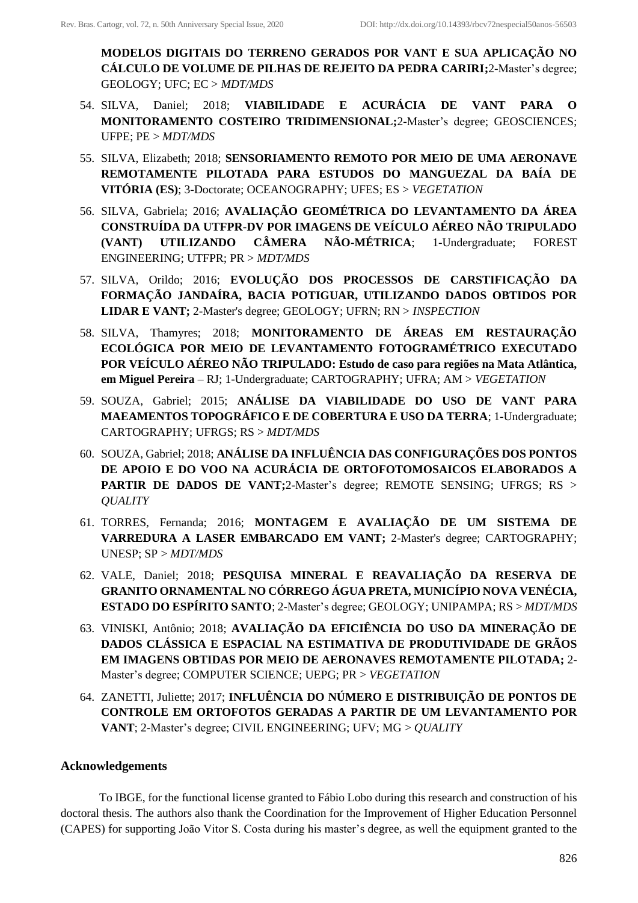**MODELOS DIGITAIS DO TERRENO GERADOS POR VANT E SUA APLICAÇÃO NO CÁLCULO DE VOLUME DE PILHAS DE REJEITO DA PEDRA CARIRI;**2-Master's degree; GEOLOGY; UFC; EC > *MDT/MDS*

54. SILVA, Daniel; 2018; **VIABILIDADE E ACURÁCIA DE VANT PARA O MONITORAMENTO COSTEIRO TRIDIMENSIONAL;**2-Master's degree; GEOSCIENCES; UFPE; PE > *MDT/MDS*
55. SILVA, Elizabeth; 2018; **SENSORIAMENTO REMOTO POR MEIO DE UMA AERONAVE REMOTAMENTE PILOTADA PARA ESTUDOS DO MANGUEZAL DA BAÍA DE VITÓRIA (ES)**; 3-Doctorate; OCEANOGRAPHY; UFES; ES > *VEGETATION*
56. SILVA, Gabriela; 2016; **AVALIAÇÃO GEOMÉTRICA DO LEVANTAMENTO DA ÁREA CONSTRUÍDA DA UTFPR-DV POR IMAGENS DE VEÍCULO AÉREO NÃO TRIPULADO (VANT) UTILIZANDO CÂMERA NÃO-MÉTRICA**; 1-Undergraduate; FOREST ENGINEERING; UTFPR; PR > *MDT/MDS*
57. SILVA, Orildo; 2016; **EVOLUÇÃO DOS PROCESSOS DE CARSTIFICAÇÃO DA FORMAÇÃO JANDAÍRA, BACIA POTIGUAR, UTILIZANDO DADOS OBTIDOS POR LIDAR E VANT;** 2-Master's degree; GEOLOGY; UFRN; RN > *INSPECTION*
58. SILVA, Thamyres; 2018; **MONITORAMENTO DE ÁREAS EM RESTAURAÇÃO ECOLÓGICA POR MEIO DE LEVANTAMENTO FOTOGRAMÉTRICO EXECUTADO POR VEÍCULO AÉREO NÃO TRIPULADO: Estudo de caso para regiões na Mata Atlântica, em Miguel Pereira** – RJ; 1-Undergraduate; CARTOGRAPHY; UFRA; AM > *VEGETATION*
59. SOUZA, Gabriel; 2015; **ANÁLISE DA VIABILIDADE DO USO DE VANT PARA MAEAMENTOS TOPOGRÁFICO E DE COBERTURA E USO DA TERRA**; 1-Undergraduate; CARTOGRAPHY; UFRGS; RS > *MDT/MDS*
60. SOUZA, Gabriel; 2018; **ANÁLISE DA INFLUÊNCIA DAS CONFIGURAÇÕES DOS PONTOS DE APOIO E DO VOO NA ACURÁCIA DE ORTOFOTOMOSAICOS ELABORADOS A PARTIR DE DADOS DE VANT;**2-Master's degree; REMOTE SENSING; UFRGS; RS > *QUALITY*
61. TORRES, Fernanda; 2016; **MONTAGEM E AVALIAÇÃO DE UM SISTEMA DE VARREDURA A LASER EMBARCADO EM VANT;** 2-Master's degree; CARTOGRAPHY; UNESP; SP > *MDT/MDS*
62. VALE, Daniel; 2018; **PESQUISA MINERAL E REAVALIAÇÃO DA RESERVA DE GRANITO ORNAMENTAL NO CÓRREGO ÁGUA PRETA, MUNICÍPIO NOVA VENÉCIA, ESTADO DO ESPÍRITO SANTO**; 2-Master's degree; GEOLOGY; UNIPAMPA; RS > *MDT/MDS*
63. VINISKI, Antônio; 2018; **AVALIAÇÃO DA EFICIÊNCIA DO USO DA MINERAÇÃO DE DADOS CLÁSSICA E ESPACIAL NA ESTIMATIVA DE PRODUTIVIDADE DE GRÃOS EM IMAGENS OBTIDAS POR MEIO DE AERONAVES REMOTAMENTE PILOTADA;** 2-Master's degree; COMPUTER SCIENCE; UEPG; PR > *VEGETATION*
64. ZANETTI, Juliette; 2017; **INFLUÊNCIA DO NÚMERO E DISTRIBUIÇÃO DE PONTOS DE CONTROLE EM ORTOFOTOS GERADAS A PARTIR DE UM LEVANTAMENTO POR VANT**; 2-Master's degree; CIVIL ENGINEERING; UFV; MG > *QUALITY*

## Acknowledgements

To IBGE, for the functional license granted to Fábio Lobo during this research and construction of his doctoral thesis. The authors also thank the Coordination for the Improvement of Higher Education Personnel (CAPES) for supporting João Vitor S. Costa during his master's degree, as well the equipment granted to the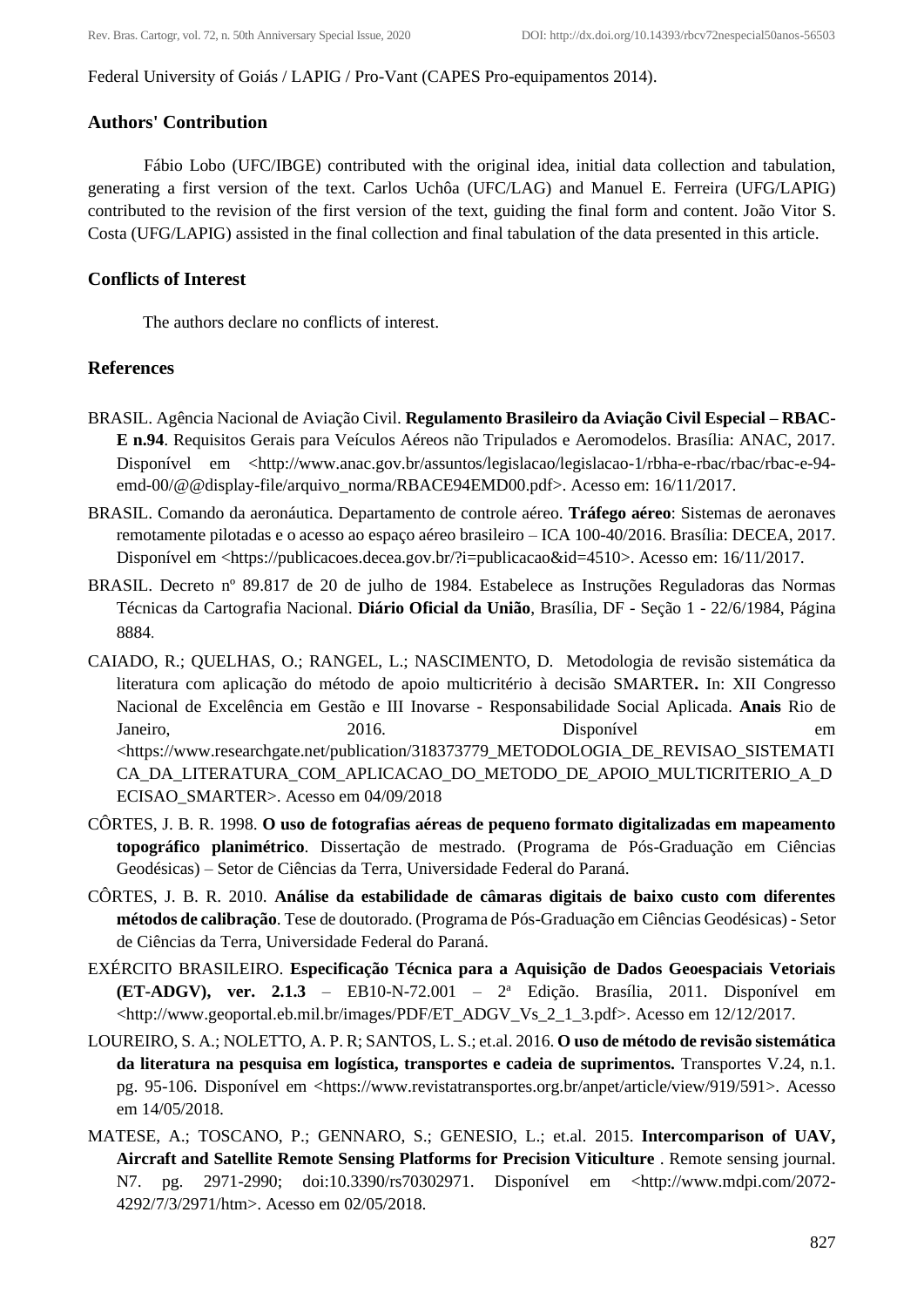Federal University of Goiás / LAPIG / Pro-Vant (CAPES Pro-equipamentos 2014).

## Authors' Contribution

Fábio Lobo (UFC/IBGE) contributed with the original idea, initial data collection and tabulation, generating a first version of the text. Carlos Uchôa (UFC/LAG) and Manuel E. Ferreira (UFG/LAPIG) contributed to the revision of the first version of the text, guiding the final form and content. João Vitor S. Costa (UFG/LAPIG) assisted in the final collection and final tabulation of the data presented in this article.

## Conflicts of Interest

The authors declare no conflicts of interest.

## References

BRASIL. Agência Nacional de Aviação Civil. **Regulamento Brasileiro da Aviação Civil Especial – RBAC-E n.94**. Requisitos Gerais para Veículos Aéreos não Tripulados e Aeromodelos. Brasília: ANAC, 2017. Disponível em <http://www.anac.gov.br/assuntos/legislacao/legislacao-1/rbha-e-rbac/rbac/rbac-e-94-emd-00/@@display-file/arquivo_norma/RBACE94EMD00.pdf>. Acesso em: 16/11/2017.

BRASIL. Comando da aeronáutica. Departamento de controle aéreo. **Tráfego aéreo**: Sistemas de aeronaves remotamente pilotadas e o acesso ao espaço aéreo brasileiro – ICA 100-40/2016. Brasília: DECEA, 2017. Disponível em <https://publicacoes.decea.gov.br/?i=publicacao&id=4510>. Acesso em: 16/11/2017.

BRASIL. Decreto nº 89.817 de 20 de julho de 1984. Estabelece as Instruções Reguladoras das Normas Técnicas da Cartografia Nacional. **Diário Oficial da União**, Brasília, DF - Seção 1 - 22/6/1984, Página 8884.

CAIADO, R.; QUELHAS, O.; RANGEL, L.; NASCIMENTO, D. Metodologia de revisão sistemática da literatura com aplicação do método de apoio multicritério à decisão SMARTER**.** In: XII Congresso Nacional de Excelência em Gestão e III Inovarse - Responsabilidade Social Aplicada. **Anais** Rio de Janeiro, 2016. Disponível em <https://www.researchgate.net/publication/318373779_METODOLOGIA_DE_REVISAO_SISTEMATICA_DA_LITERATURA_COM_APLICACAO_DO_METODO_DE_APOIO_MULTICRITERIO_A_DECISAO_SMARTER>. Acesso em 04/09/2018

CÔRTES, J. B. R. 1998. **O uso de fotografias aéreas de pequeno formato digitalizadas em mapeamento topográfico planimétrico**. Dissertação de mestrado. (Programa de Pós-Graduação em Ciências Geodésicas) – Setor de Ciências da Terra, Universidade Federal do Paraná.

CÔRTES, J. B. R. 2010. **Análise da estabilidade de câmaras digitais de baixo custo com diferentes métodos de calibração**. Tese de doutorado. (Programa de Pós-Graduação em Ciências Geodésicas) - Setor de Ciências da Terra, Universidade Federal do Paraná.

EXÉRCITO BRASILEIRO. **Especificação Técnica para a Aquisição de Dados Geoespaciais Vetoriais (ET-ADGV), ver. 2.1.3** – EB10-N-72.001 – 2ª Edição. Brasília, 2011. Disponível em <http://www.geoportal.eb.mil.br/images/PDF/ET_ADGV_Vs_2_1_3.pdf>. Acesso em 12/12/2017.

LOUREIRO, S. A.; NOLETTO, A. P. R; SANTOS, L. S.; et.al. 2016. **O uso de método de revisão sistemática da literatura na pesquisa em logística, transportes e cadeia de suprimentos.** Transportes V.24, n.1. pg. 95-106. Disponível em <https://www.revistatransportes.org.br/anpet/article/view/919/591>. Acesso em 14/05/2018.

MATESE, A.; TOSCANO, P.; GENNARO, S.; GENESIO, L.; et.al. 2015. **Intercomparison of UAV, Aircraft and Satellite Remote Sensing Platforms for Precision Viticulture** . Remote sensing journal. N7. pg. 2971-2990; doi:10.3390/rs70302971. Disponível em <http://www.mdpi.com/2072-4292/7/3/2971/htm>. Acesso em 02/05/2018.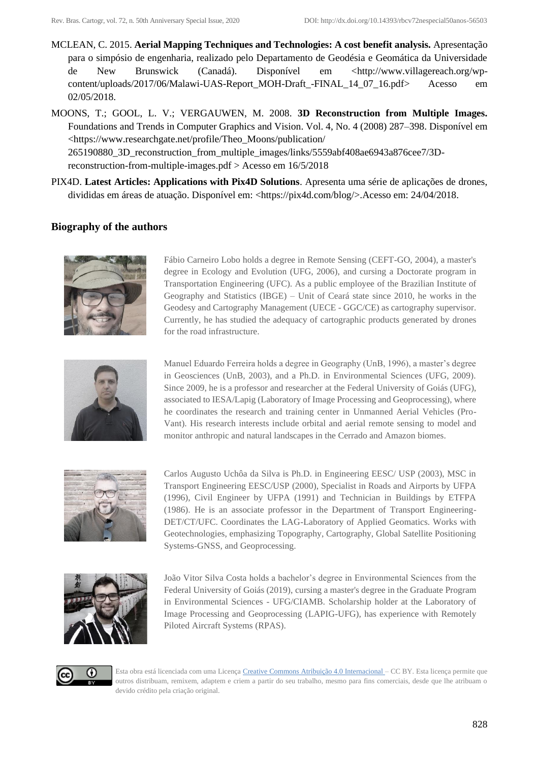MCLEAN, C. 2015. **Aerial Mapping Techniques and Technologies: A cost benefit analysis.** Apresentação para o simpósio de engenharia, realizado pelo Departamento de Geodésia e Geomática da Universidade de New Brunswick (Canadá). Disponível em <http://www.villagereach.org/wp-content/uploads/2017/06/Malawi-UAS-Report_MOH-Draft_-FINAL_14_07_16.pdf> Acesso em 02/05/2018.

MOONS, T.; GOOL, L. V.; VERGAUWEN, M. 2008. **3D Reconstruction from Multiple Images.** Foundations and Trends in Computer Graphics and Vision. Vol. 4, No. 4 (2008) 287–398. Disponível em <https://www.researchgate.net/profile/Theo_Moons/publication/265190880_3D_reconstruction_from_multiple_images/links/5559abf408ae6943a876cee7/3D-reconstruction-from-multiple-images.pdf > Acesso em 16/5/2018

PIX4D. **Latest Articles: Applications with Pix4D Solutions**. Apresenta uma série de aplicações de drones, divididas em áreas de atuação. Disponível em: <https://pix4d.com/blog/>.Acesso em: 24/04/2018.

## Biography of the authors

Fábio Carneiro Lobo holds a degree in Remote Sensing (CEFT-GO, 2004), a master's degree in Ecology and Evolution (UFG, 2006), and cursing a Doctorate program in Transportation Engineering (UFC). As a public employee of the Brazilian Institute of Geography and Statistics (IBGE) – Unit of Ceará state since 2010, he works in the Geodesy and Cartography Management (UECE - GGC/CE) as cartography supervisor. Currently, he has studied the adequacy of cartographic products generated by drones for the road infrastructure.

Manuel Eduardo Ferreira holds a degree in Geography (UnB, 1996), a master's degree in Geosciences (UnB, 2003), and a Ph.D. in Environmental Sciences (UFG, 2009). Since 2009, he is a professor and researcher at the Federal University of Goiás (UFG), associated to IESA/Lapig (Laboratory of Image Processing and Geoprocessing), where he coordinates the research and training center in Unmanned Aerial Vehicles (Pro-Vant). His research interests include orbital and aerial remote sensing to model and monitor anthropic and natural landscapes in the Cerrado and Amazon biomes.

Carlos Augusto Uchôa da Silva is Ph.D. in Engineering EESC/ USP (2003), MSC in Transport Engineering EESC/USP (2000), Specialist in Roads and Airports by UFPA (1996), Civil Engineer by UFPA (1991) and Technician in Buildings by ETFPA (1986). He is an associate professor in the Department of Transport Engineering-DET/CT/UFC. Coordinates the LAG-Laboratory of Applied Geomatics. Works with Geotechnologies, emphasizing Topography, Cartography, Global Satellite Positioning Systems-GNSS, and Geoprocessing.

João Vitor Silva Costa holds a bachelor's degree in Environmental Sciences from the Federal University of Goiás (2019), cursing a master's degree in the Graduate Program in Environmental Sciences - UFG/CIAMB. Scholarship holder at the Laboratory of Image Processing and Geoprocessing (LAPIG-UFG), has experience with Remotely Piloted Aircraft Systems (RPAS).

Esta obra está licenciada com uma Licença Creative Commons Atribuição 4.0 Internacional – CC BY. Esta licença permite que outros distribuam, remixem, adaptem e criem a partir do seu trabalho, mesmo para fins comerciais, desde que lhe atribuam o devido crédito pela criação original.